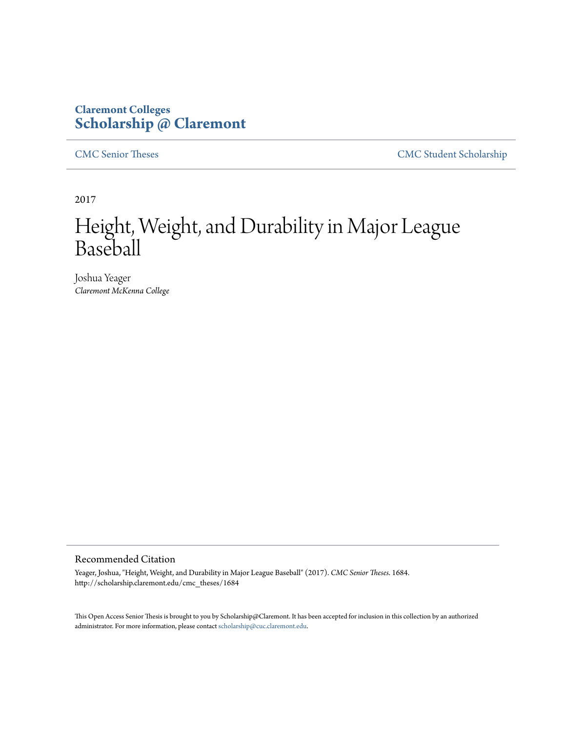Claremont Colleges
**Scholarship @ Claremont**

CMC Senior Theses | CMC Student Scholarship

2017

# Height, Weight, and Durability in Major League Baseball

Joshua Yeager
*Claremont McKenna College*

## Recommended Citation

Yeager, Joshua, "Height, Weight, and Durability in Major League Baseball" (2017). *CMC Senior Theses*. 1684.
http://scholarship.claremont.edu/cmc_theses/1684

This Open Access Senior Thesis is brought to you by Scholarship@Claremont. It has been accepted for inclusion in this collection by an authorized administrator. For more information, please contact scholarship@cuc.claremont.edu.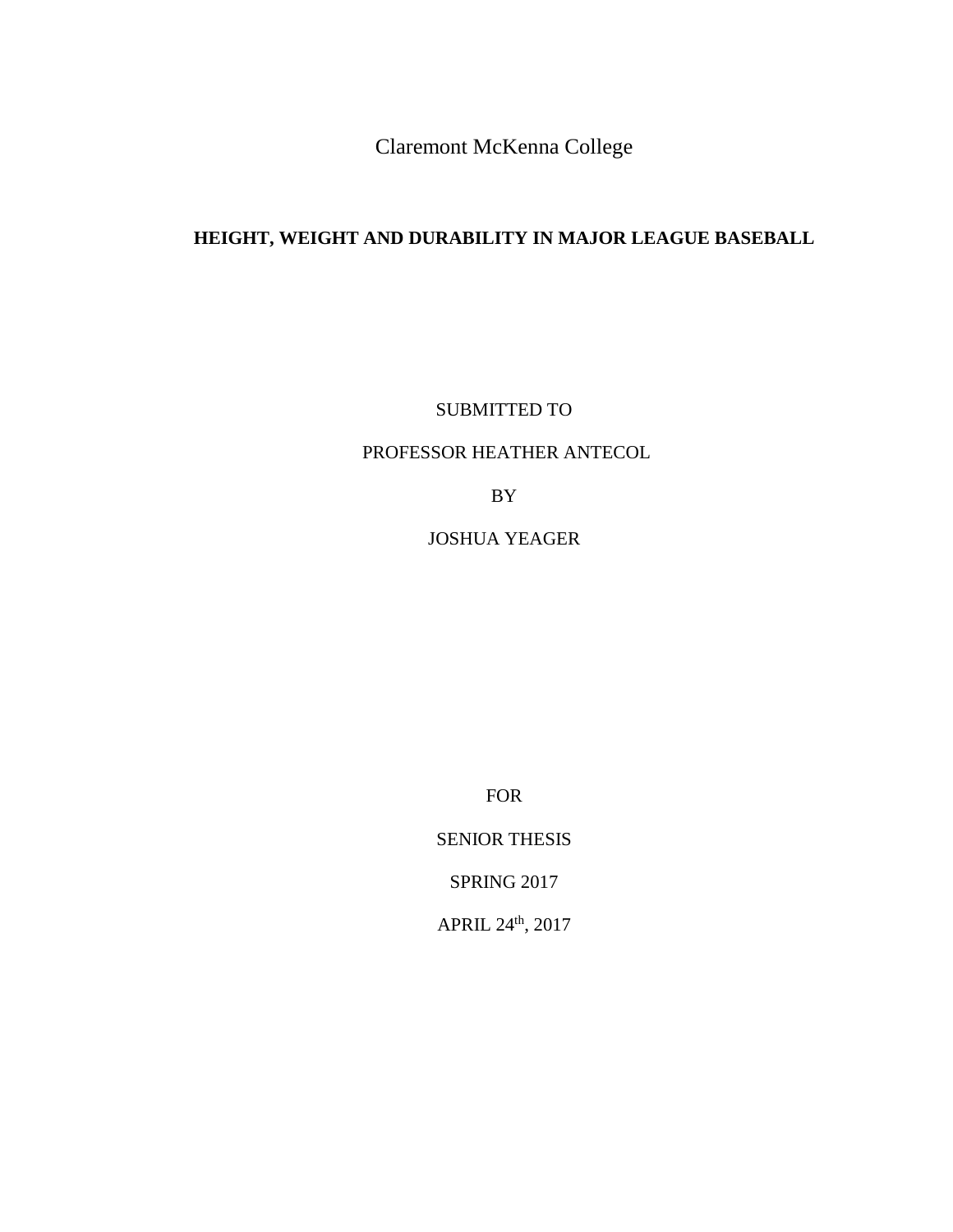Claremont McKenna College

**HEIGHT, WEIGHT AND DURABILITY IN MAJOR LEAGUE BASEBALL**

SUBMITTED TO

PROFESSOR HEATHER ANTECOL

BY

JOSHUA YEAGER

FOR

SENIOR THESIS

SPRING 2017

APRIL 24th, 2017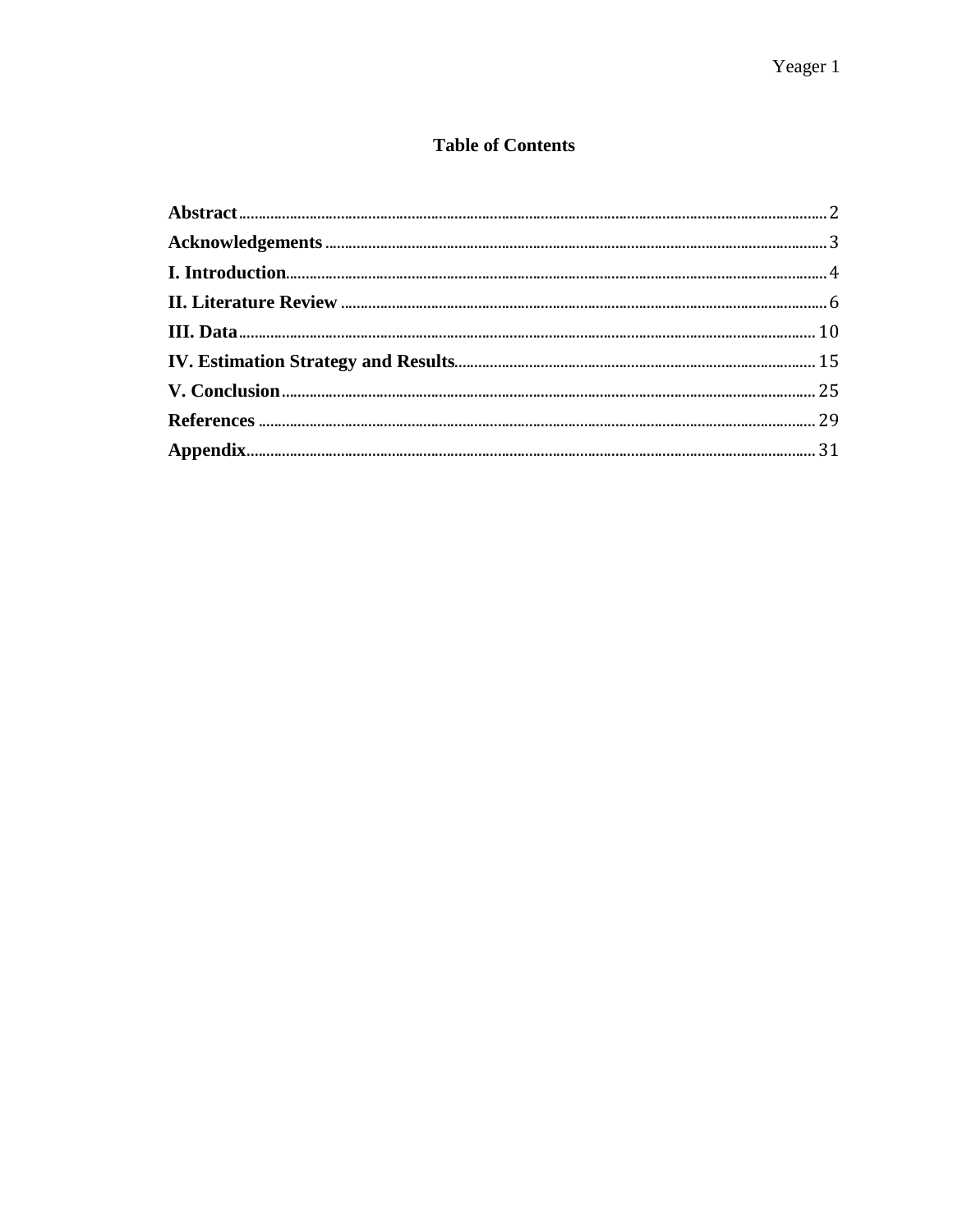## Table of Contents

**Abstract** ........................................................................................................ 2
**Acknowledgements** ........................................................................................ 3
**I. Introduction** ................................................................................................ 4
**II. Literature Review** ....................................................................................... 6
**III. Data** .......................................................................................................... 10
**IV. Estimation Strategy and Results** ............................................................. 15
**V. Conclusion** .................................................................................................. 25
**References** ...................................................................................................... 29
**Appendix** ......................................................................................................... 31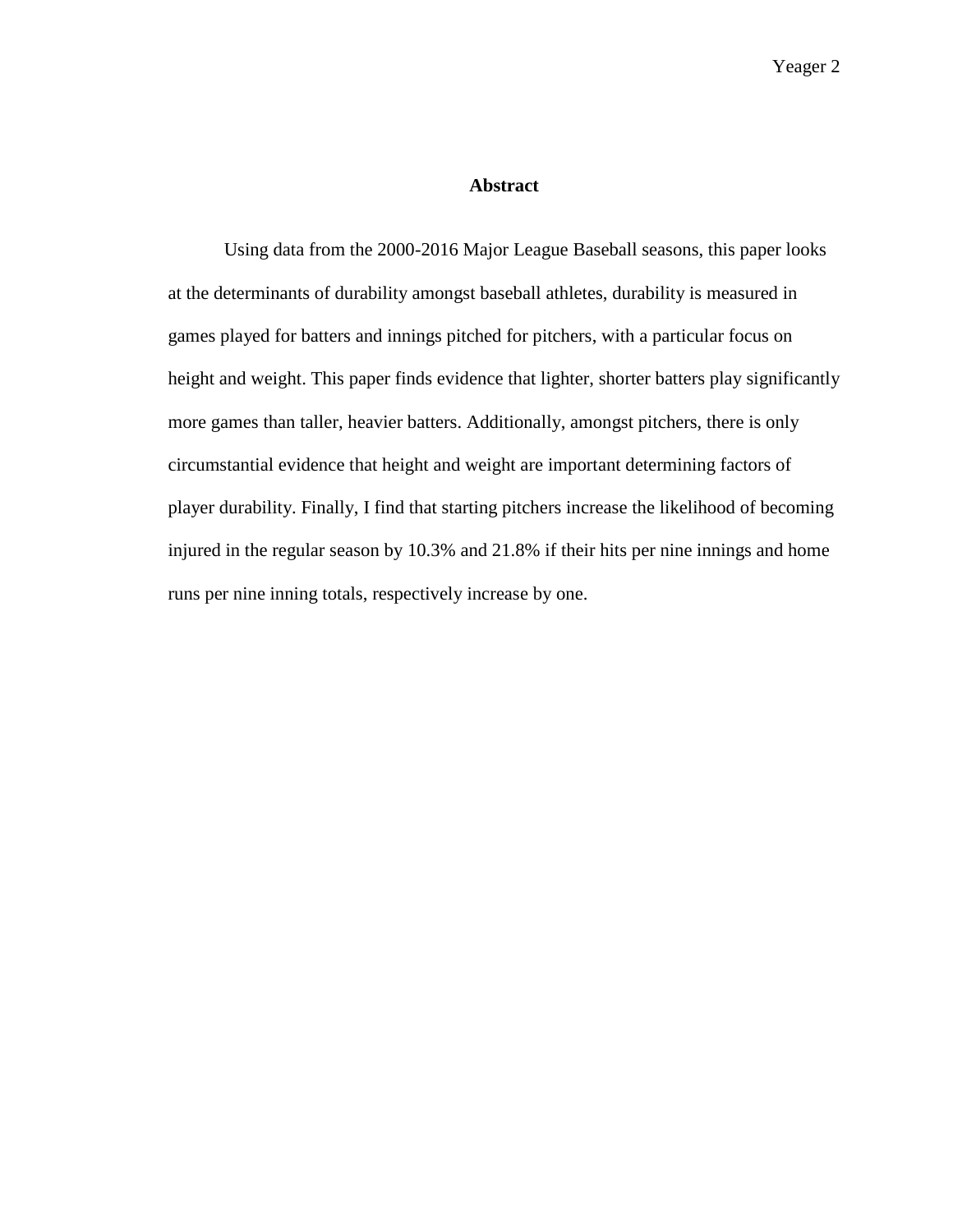## Abstract

Using data from the 2000-2016 Major League Baseball seasons, this paper looks at the determinants of durability amongst baseball athletes, durability is measured in games played for batters and innings pitched for pitchers, with a particular focus on height and weight. This paper finds evidence that lighter, shorter batters play significantly more games than taller, heavier batters. Additionally, amongst pitchers, there is only circumstantial evidence that height and weight are important determining factors of player durability. Finally, I find that starting pitchers increase the likelihood of becoming injured in the regular season by 10.3% and 21.8% if their hits per nine innings and home runs per nine inning totals, respectively increase by one.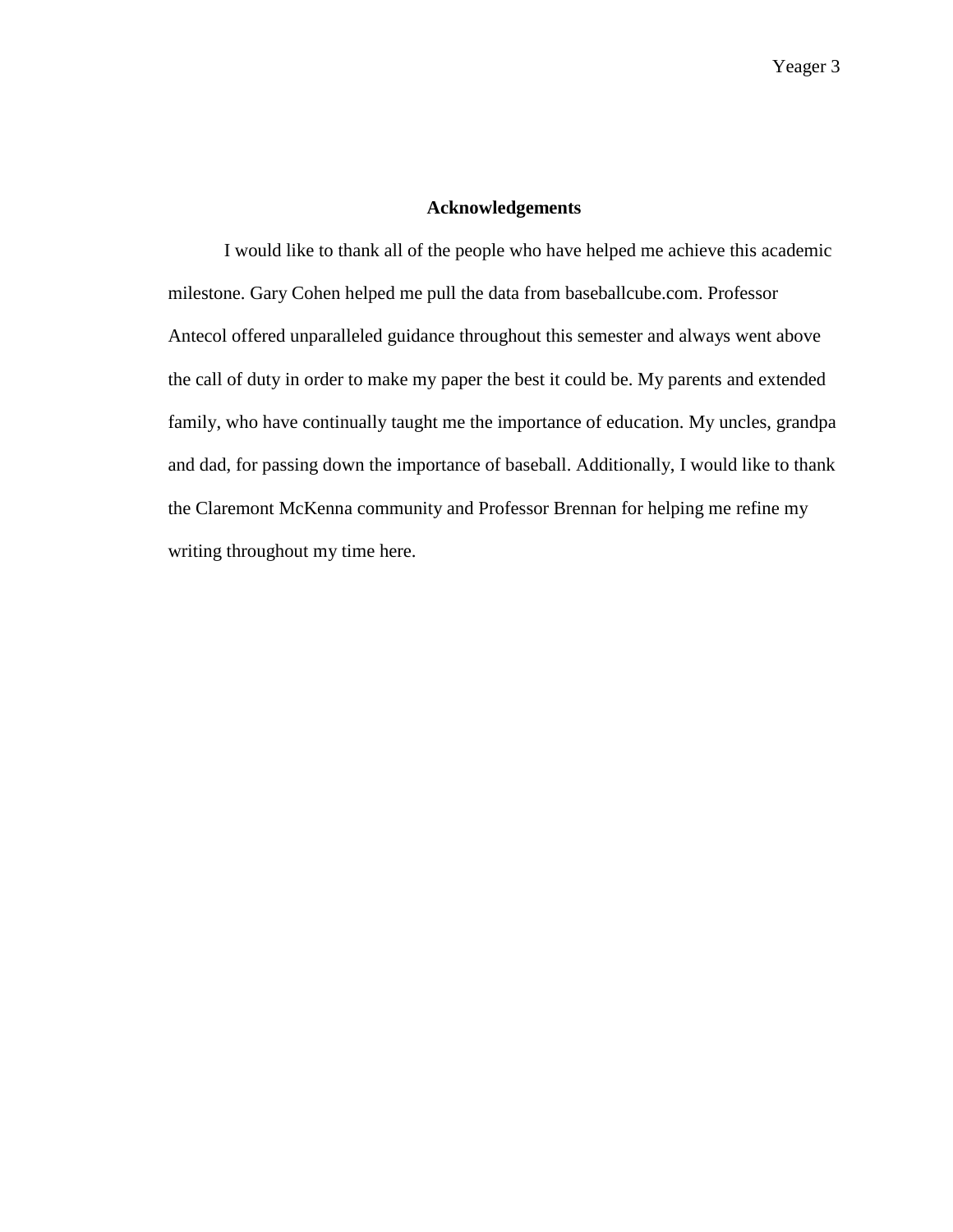## Acknowledgements

I would like to thank all of the people who have helped me achieve this academic milestone. Gary Cohen helped me pull the data from baseballcube.com. Professor Antecol offered unparalleled guidance throughout this semester and always went above the call of duty in order to make my paper the best it could be. My parents and extended family, who have continually taught me the importance of education. My uncles, grandpa and dad, for passing down the importance of baseball. Additionally, I would like to thank the Claremont McKenna community and Professor Brennan for helping me refine my writing throughout my time here.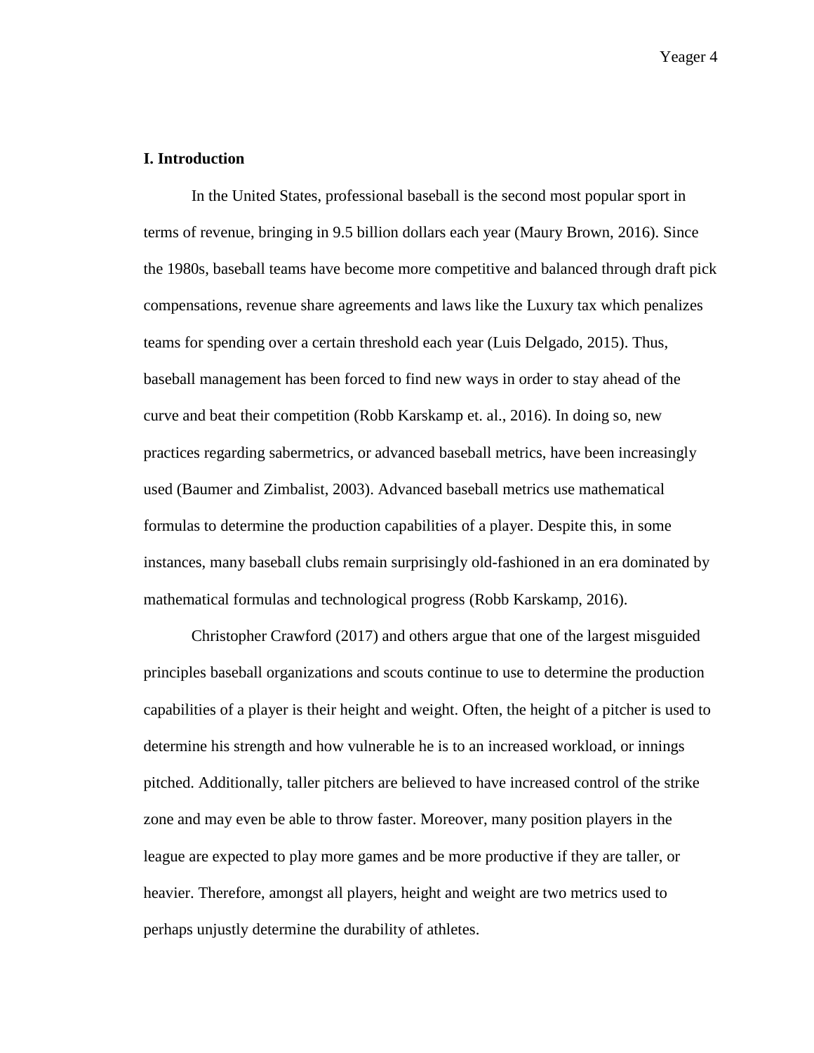## I. Introduction

In the United States, professional baseball is the second most popular sport in terms of revenue, bringing in 9.5 billion dollars each year (Maury Brown, 2016). Since the 1980s, baseball teams have become more competitive and balanced through draft pick compensations, revenue share agreements and laws like the Luxury tax which penalizes teams for spending over a certain threshold each year (Luis Delgado, 2015). Thus, baseball management has been forced to find new ways in order to stay ahead of the curve and beat their competition (Robb Karskamp et. al., 2016). In doing so, new practices regarding sabermetrics, or advanced baseball metrics, have been increasingly used (Baumer and Zimbalist, 2003). Advanced baseball metrics use mathematical formulas to determine the production capabilities of a player. Despite this, in some instances, many baseball clubs remain surprisingly old-fashioned in an era dominated by mathematical formulas and technological progress (Robb Karskamp, 2016).

Christopher Crawford (2017) and others argue that one of the largest misguided principles baseball organizations and scouts continue to use to determine the production capabilities of a player is their height and weight. Often, the height of a pitcher is used to determine his strength and how vulnerable he is to an increased workload, or innings pitched. Additionally, taller pitchers are believed to have increased control of the strike zone and may even be able to throw faster. Moreover, many position players in the league are expected to play more games and be more productive if they are taller, or heavier. Therefore, amongst all players, height and weight are two metrics used to perhaps unjustly determine the durability of athletes.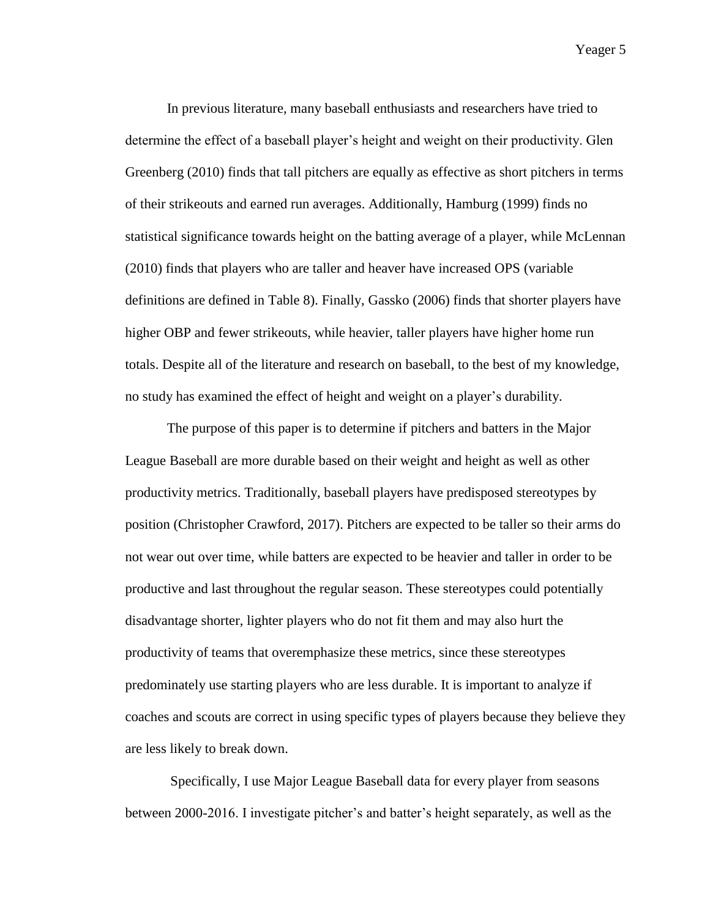In previous literature, many baseball enthusiasts and researchers have tried to determine the effect of a baseball player's height and weight on their productivity. Glen Greenberg (2010) finds that tall pitchers are equally as effective as short pitchers in terms of their strikeouts and earned run averages. Additionally, Hamburg (1999) finds no statistical significance towards height on the batting average of a player, while McLennan (2010) finds that players who are taller and heaver have increased OPS (variable definitions are defined in Table 8). Finally, Gassko (2006) finds that shorter players have higher OBP and fewer strikeouts, while heavier, taller players have higher home run totals. Despite all of the literature and research on baseball, to the best of my knowledge, no study has examined the effect of height and weight on a player's durability.

The purpose of this paper is to determine if pitchers and batters in the Major League Baseball are more durable based on their weight and height as well as other productivity metrics. Traditionally, baseball players have predisposed stereotypes by position (Christopher Crawford, 2017). Pitchers are expected to be taller so their arms do not wear out over time, while batters are expected to be heavier and taller in order to be productive and last throughout the regular season. These stereotypes could potentially disadvantage shorter, lighter players who do not fit them and may also hurt the productivity of teams that overemphasize these metrics, since these stereotypes predominately use starting players who are less durable. It is important to analyze if coaches and scouts are correct in using specific types of players because they believe they are less likely to break down.

Specifically, I use Major League Baseball data for every player from seasons between 2000-2016. I investigate pitcher's and batter's height separately, as well as the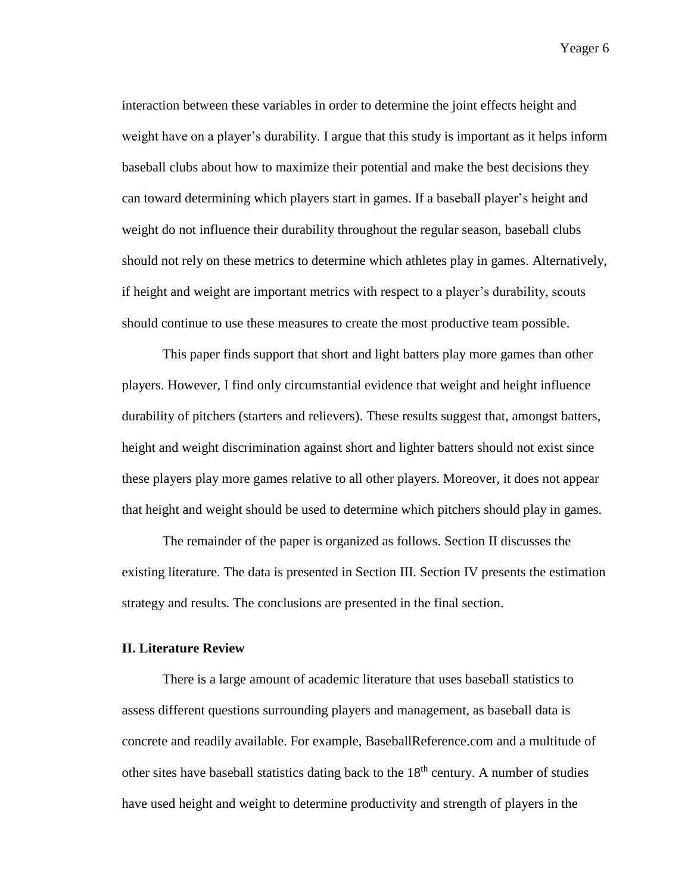interaction between these variables in order to determine the joint effects height and weight have on a player's durability. I argue that this study is important as it helps inform baseball clubs about how to maximize their potential and make the best decisions they can toward determining which players start in games. If a baseball player's height and weight do not influence their durability throughout the regular season, baseball clubs should not rely on these metrics to determine which athletes play in games. Alternatively, if height and weight are important metrics with respect to a player's durability, scouts should continue to use these measures to create the most productive team possible.

This paper finds support that short and light batters play more games than other players. However, I find only circumstantial evidence that weight and height influence durability of pitchers (starters and relievers). These results suggest that, amongst batters, height and weight discrimination against short and lighter batters should not exist since these players play more games relative to all other players. Moreover, it does not appear that height and weight should be used to determine which pitchers should play in games.

The remainder of the paper is organized as follows. Section II discusses the existing literature. The data is presented in Section III. Section IV presents the estimation strategy and results. The conclusions are presented in the final section.

## II. Literature Review

There is a large amount of academic literature that uses baseball statistics to assess different questions surrounding players and management, as baseball data is concrete and readily available. For example, BaseballReference.com and a multitude of other sites have baseball statistics dating back to the 18th century. A number of studies have used height and weight to determine productivity and strength of players in the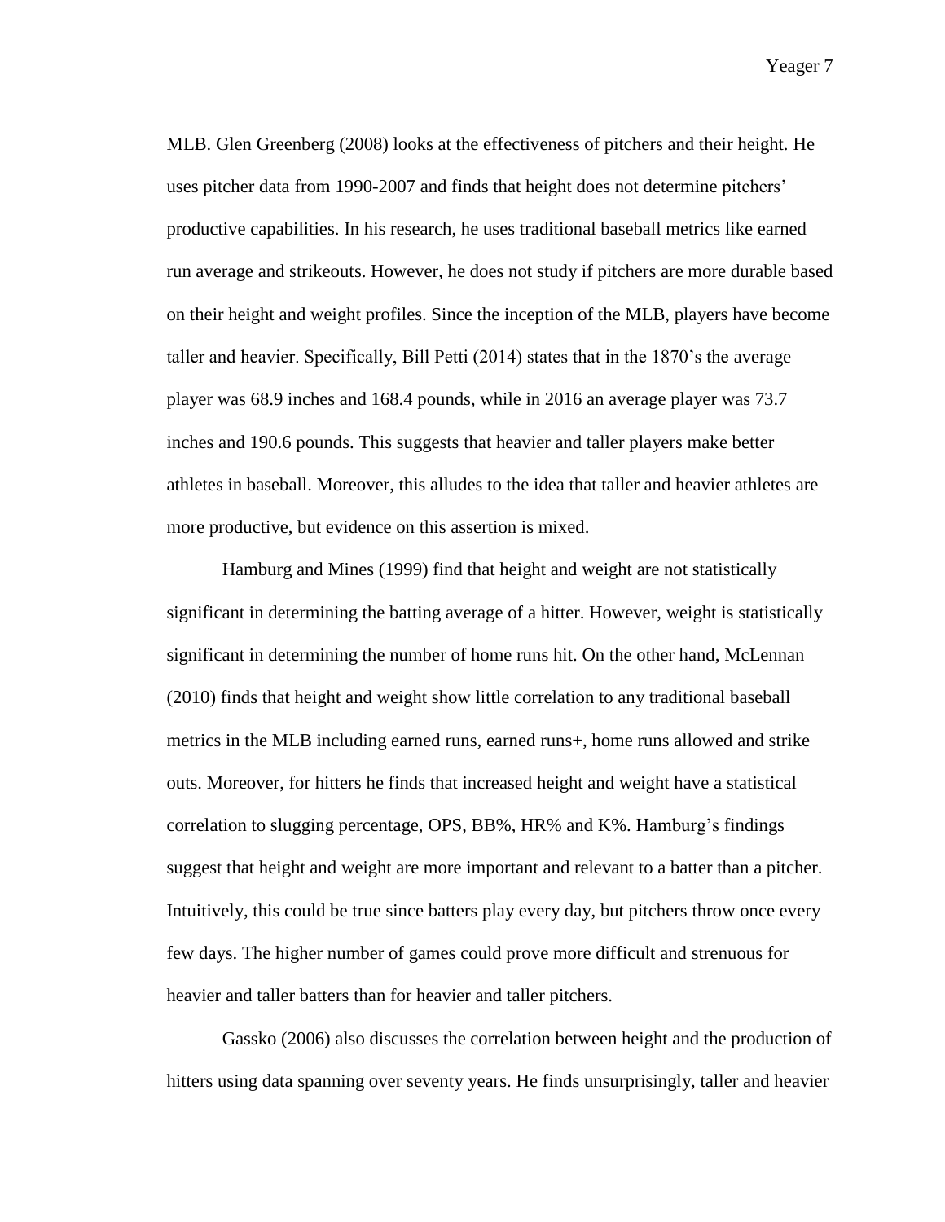MLB. Glen Greenberg (2008) looks at the effectiveness of pitchers and their height. He uses pitcher data from 1990-2007 and finds that height does not determine pitchers' productive capabilities. In his research, he uses traditional baseball metrics like earned run average and strikeouts. However, he does not study if pitchers are more durable based on their height and weight profiles. Since the inception of the MLB, players have become taller and heavier. Specifically, Bill Petti (2014) states that in the 1870's the average player was 68.9 inches and 168.4 pounds, while in 2016 an average player was 73.7 inches and 190.6 pounds. This suggests that heavier and taller players make better athletes in baseball. Moreover, this alludes to the idea that taller and heavier athletes are more productive, but evidence on this assertion is mixed.

Hamburg and Mines (1999) find that height and weight are not statistically significant in determining the batting average of a hitter. However, weight is statistically significant in determining the number of home runs hit. On the other hand, McLennan (2010) finds that height and weight show little correlation to any traditional baseball metrics in the MLB including earned runs, earned runs+, home runs allowed and strike outs. Moreover, for hitters he finds that increased height and weight have a statistical correlation to slugging percentage, OPS, BB%, HR% and K%. Hamburg's findings suggest that height and weight are more important and relevant to a batter than a pitcher. Intuitively, this could be true since batters play every day, but pitchers throw once every few days. The higher number of games could prove more difficult and strenuous for heavier and taller batters than for heavier and taller pitchers.

Gassko (2006) also discusses the correlation between height and the production of hitters using data spanning over seventy years. He finds unsurprisingly, taller and heavier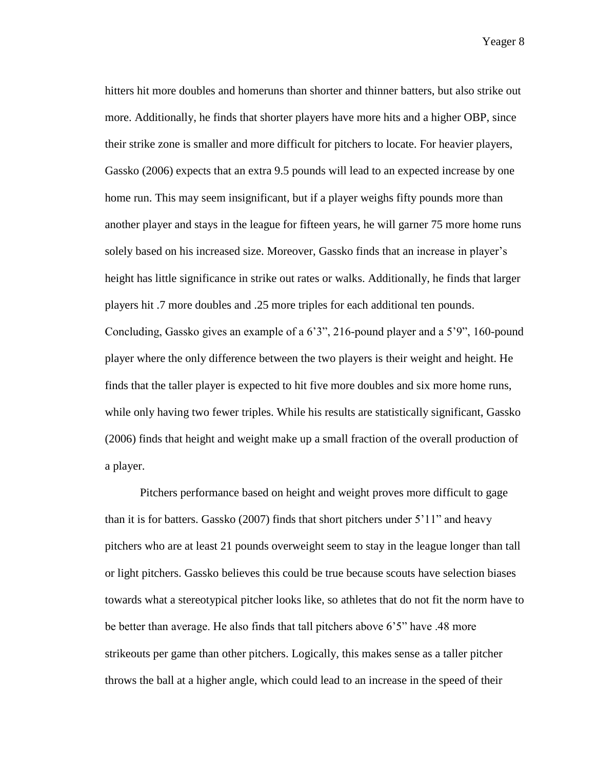hitters hit more doubles and homeruns than shorter and thinner batters, but also strike out more. Additionally, he finds that shorter players have more hits and a higher OBP, since their strike zone is smaller and more difficult for pitchers to locate. For heavier players, Gassko (2006) expects that an extra 9.5 pounds will lead to an expected increase by one home run. This may seem insignificant, but if a player weighs fifty pounds more than another player and stays in the league for fifteen years, he will garner 75 more home runs solely based on his increased size. Moreover, Gassko finds that an increase in player's height has little significance in strike out rates or walks. Additionally, he finds that larger players hit .7 more doubles and .25 more triples for each additional ten pounds. Concluding, Gassko gives an example of a 6'3", 216-pound player and a 5'9", 160-pound player where the only difference between the two players is their weight and height. He finds that the taller player is expected to hit five more doubles and six more home runs, while only having two fewer triples. While his results are statistically significant, Gassko (2006) finds that height and weight make up a small fraction of the overall production of a player.

Pitchers performance based on height and weight proves more difficult to gage than it is for batters. Gassko (2007) finds that short pitchers under 5'11" and heavy pitchers who are at least 21 pounds overweight seem to stay in the league longer than tall or light pitchers. Gassko believes this could be true because scouts have selection biases towards what a stereotypical pitcher looks like, so athletes that do not fit the norm have to be better than average. He also finds that tall pitchers above 6'5" have .48 more strikeouts per game than other pitchers. Logically, this makes sense as a taller pitcher throws the ball at a higher angle, which could lead to an increase in the speed of their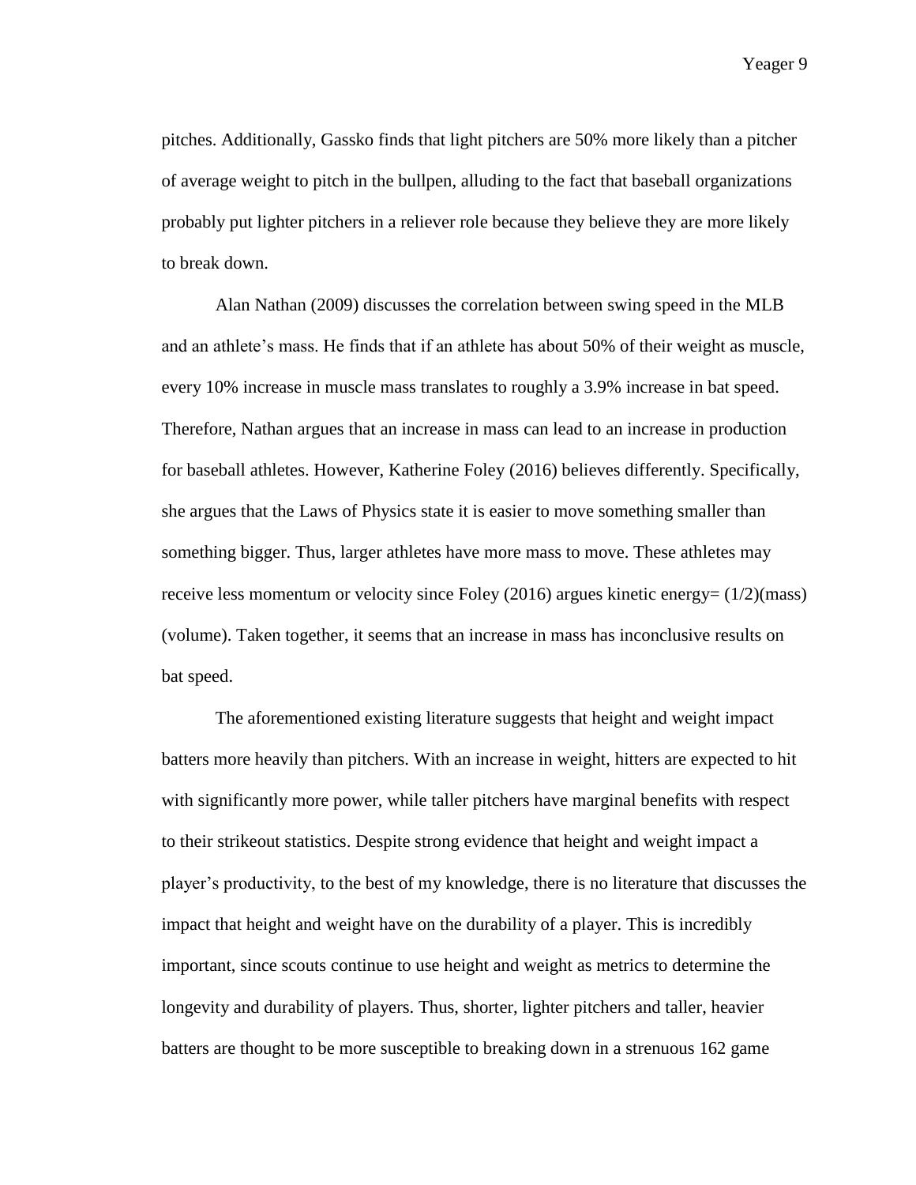pitches. Additionally, Gassko finds that light pitchers are 50% more likely than a pitcher of average weight to pitch in the bullpen, alluding to the fact that baseball organizations probably put lighter pitchers in a reliever role because they believe they are more likely to break down.

Alan Nathan (2009) discusses the correlation between swing speed in the MLB and an athlete's mass. He finds that if an athlete has about 50% of their weight as muscle, every 10% increase in muscle mass translates to roughly a 3.9% increase in bat speed. Therefore, Nathan argues that an increase in mass can lead to an increase in production for baseball athletes. However, Katherine Foley (2016) believes differently. Specifically, she argues that the Laws of Physics state it is easier to move something smaller than something bigger. Thus, larger athletes have more mass to move. These athletes may receive less momentum or velocity since Foley (2016) argues kinetic energy= (1/2)(mass)(volume). Taken together, it seems that an increase in mass has inconclusive results on bat speed.

The aforementioned existing literature suggests that height and weight impact batters more heavily than pitchers. With an increase in weight, hitters are expected to hit with significantly more power, while taller pitchers have marginal benefits with respect to their strikeout statistics. Despite strong evidence that height and weight impact a player's productivity, to the best of my knowledge, there is no literature that discusses the impact that height and weight have on the durability of a player. This is incredibly important, since scouts continue to use height and weight as metrics to determine the longevity and durability of players. Thus, shorter, lighter pitchers and taller, heavier batters are thought to be more susceptible to breaking down in a strenuous 162 game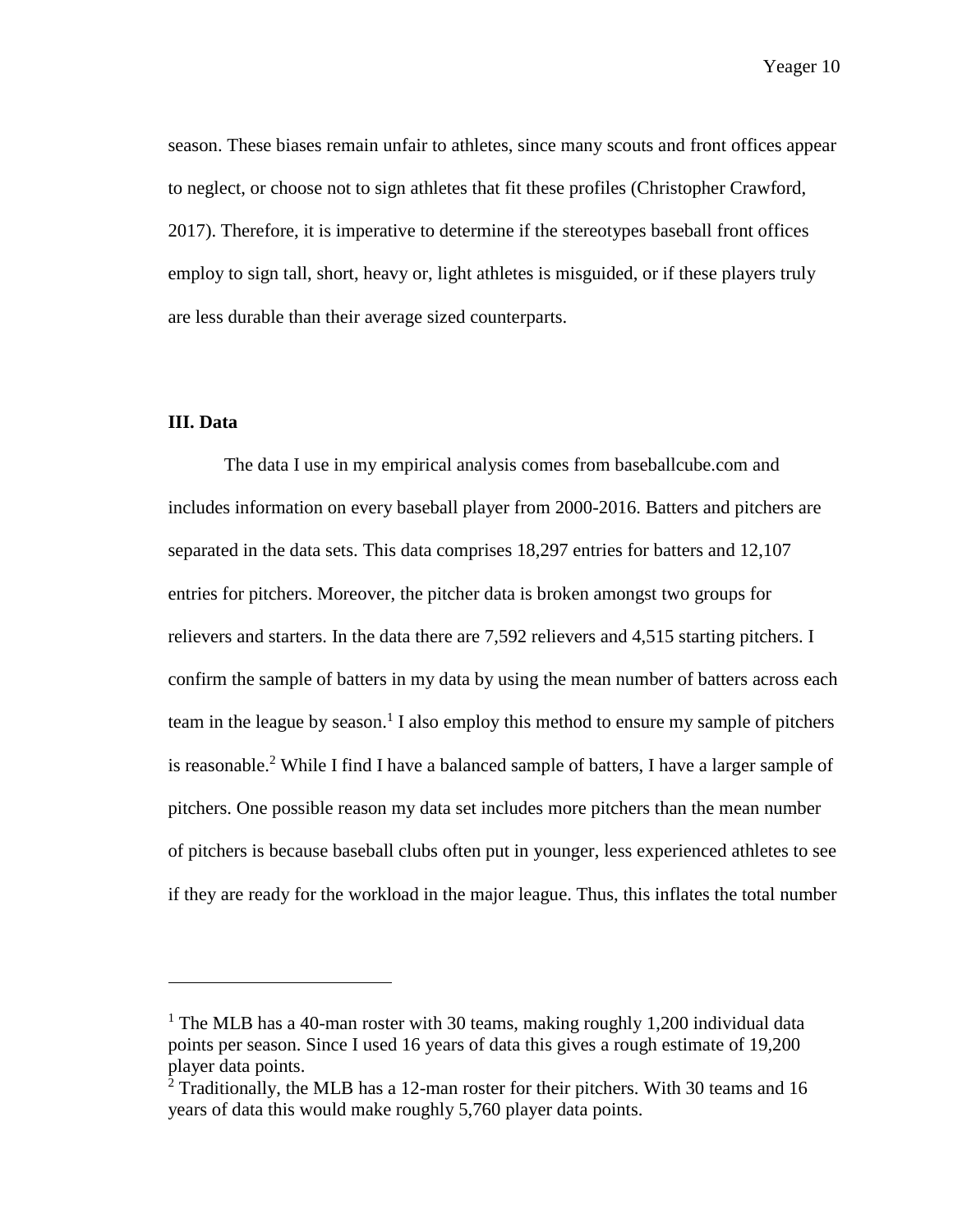season. These biases remain unfair to athletes, since many scouts and front offices appear to neglect, or choose not to sign athletes that fit these profiles (Christopher Crawford, 2017). Therefore, it is imperative to determine if the stereotypes baseball front offices employ to sign tall, short, heavy or, light athletes is misguided, or if these players truly are less durable than their average sized counterparts.

### III. Data

The data I use in my empirical analysis comes from baseballcube.com and includes information on every baseball player from 2000-2016. Batters and pitchers are separated in the data sets. This data comprises 18,297 entries for batters and 12,107 entries for pitchers. Moreover, the pitcher data is broken amongst two groups for relievers and starters. In the data there are 7,592 relievers and 4,515 starting pitchers. I confirm the sample of batters in my data by using the mean number of batters across each team in the league by season.[1] I also employ this method to ensure my sample of pitchers is reasonable.[2] While I find I have a balanced sample of batters, I have a larger sample of pitchers. One possible reason my data set includes more pitchers than the mean number of pitchers is because baseball clubs often put in younger, less experienced athletes to see if they are ready for the workload in the major league. Thus, this inflates the total number

---

[1] The MLB has a 40-man roster with 30 teams, making roughly 1,200 individual data points per season. Since I used 16 years of data this gives a rough estimate of 19,200 player data points.

[2] Traditionally, the MLB has a 12-man roster for their pitchers. With 30 teams and 16 years of data this would make roughly 5,760 player data points.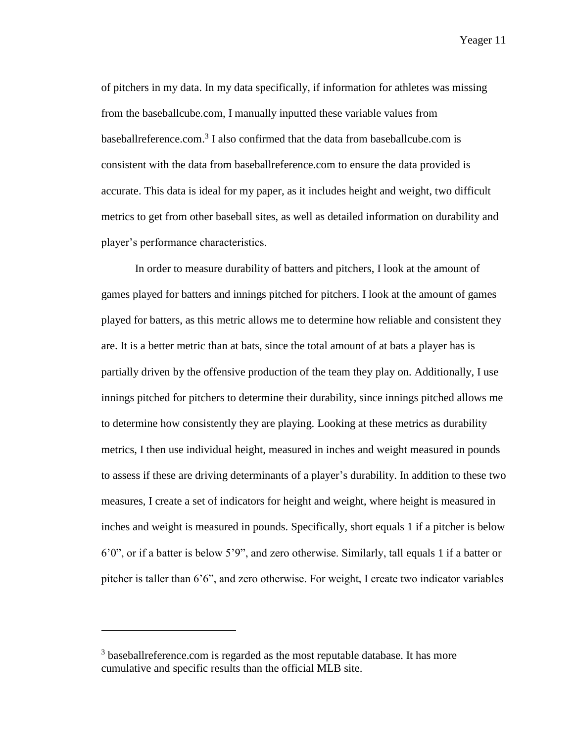of pitchers in my data. In my data specifically, if information for athletes was missing from the baseballcube.com, I manually inputted these variable values from baseballreference.com.[3] I also confirmed that the data from baseballcube.com is consistent with the data from baseballreference.com to ensure the data provided is accurate. This data is ideal for my paper, as it includes height and weight, two difficult metrics to get from other baseball sites, as well as detailed information on durability and player's performance characteristics.

In order to measure durability of batters and pitchers, I look at the amount of games played for batters and innings pitched for pitchers. I look at the amount of games played for batters, as this metric allows me to determine how reliable and consistent they are. It is a better metric than at bats, since the total amount of at bats a player has is partially driven by the offensive production of the team they play on. Additionally, I use innings pitched for pitchers to determine their durability, since innings pitched allows me to determine how consistently they are playing. Looking at these metrics as durability metrics, I then use individual height, measured in inches and weight measured in pounds to assess if these are driving determinants of a player's durability. In addition to these two measures, I create a set of indicators for height and weight, where height is measured in inches and weight is measured in pounds. Specifically, short equals 1 if a pitcher is below 6'0", or if a batter is below 5'9", and zero otherwise. Similarly, tall equals 1 if a batter or pitcher is taller than 6'6", and zero otherwise. For weight, I create two indicator variables

---

[3] baseballreference.com is regarded as the most reputable database. It has more cumulative and specific results than the official MLB site.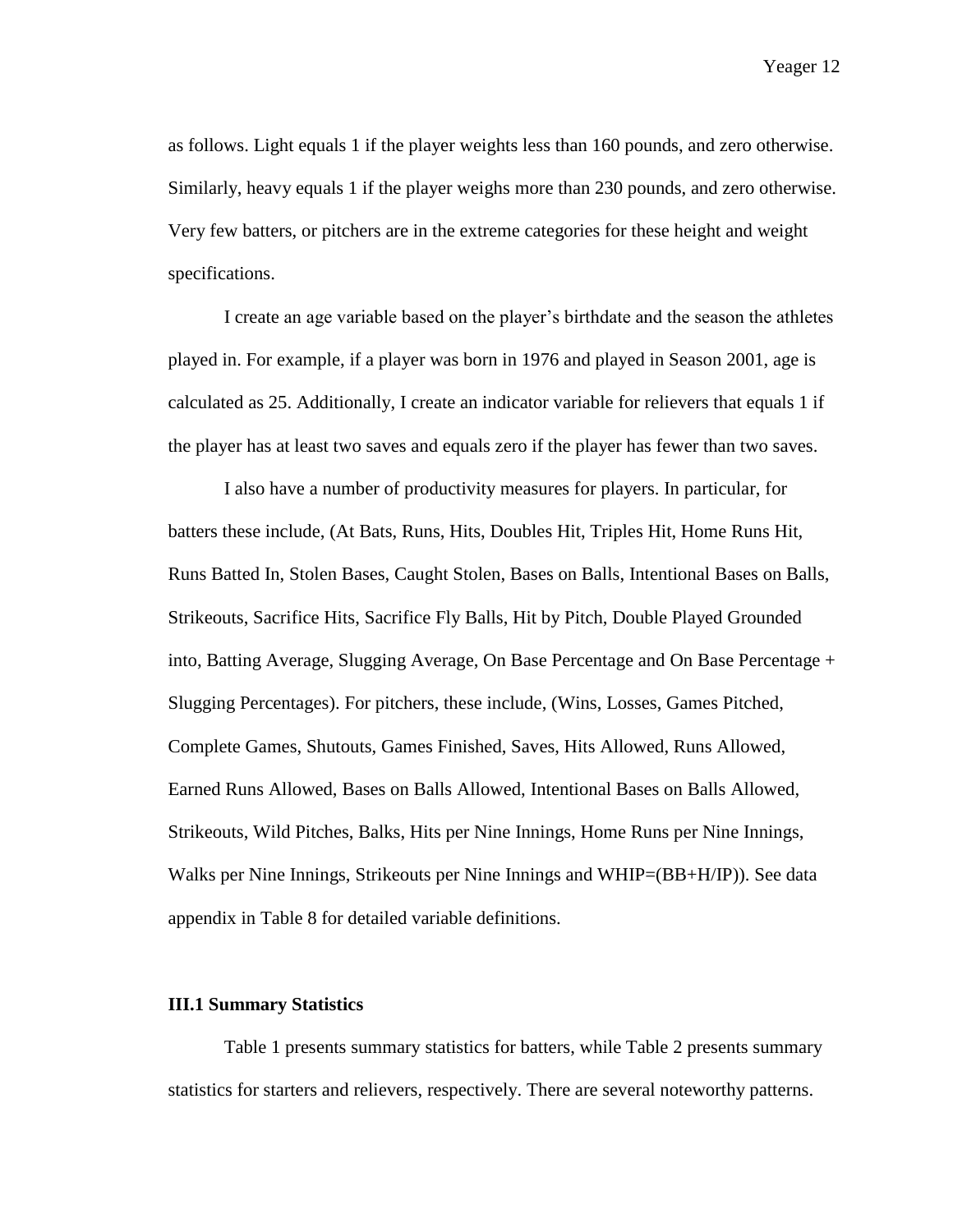as follows. Light equals 1 if the player weights less than 160 pounds, and zero otherwise. Similarly, heavy equals 1 if the player weighs more than 230 pounds, and zero otherwise. Very few batters, or pitchers are in the extreme categories for these height and weight specifications.

I create an age variable based on the player's birthdate and the season the athletes played in. For example, if a player was born in 1976 and played in Season 2001, age is calculated as 25. Additionally, I create an indicator variable for relievers that equals 1 if the player has at least two saves and equals zero if the player has fewer than two saves.

I also have a number of productivity measures for players. In particular, for batters these include, (At Bats, Runs, Hits, Doubles Hit, Triples Hit, Home Runs Hit, Runs Batted In, Stolen Bases, Caught Stolen, Bases on Balls, Intentional Bases on Balls, Strikeouts, Sacrifice Hits, Sacrifice Fly Balls, Hit by Pitch, Double Played Grounded into, Batting Average, Slugging Average, On Base Percentage and On Base Percentage + Slugging Percentages). For pitchers, these include, (Wins, Losses, Games Pitched, Complete Games, Shutouts, Games Finished, Saves, Hits Allowed, Runs Allowed, Earned Runs Allowed, Bases on Balls Allowed, Intentional Bases on Balls Allowed, Strikeouts, Wild Pitches, Balks, Hits per Nine Innings, Home Runs per Nine Innings, Walks per Nine Innings, Strikeouts per Nine Innings and WHIP=(BB+H/IP)). See data appendix in Table 8 for detailed variable definitions.

### III.1 Summary Statistics

Table 1 presents summary statistics for batters, while Table 2 presents summary statistics for starters and relievers, respectively. There are several noteworthy patterns.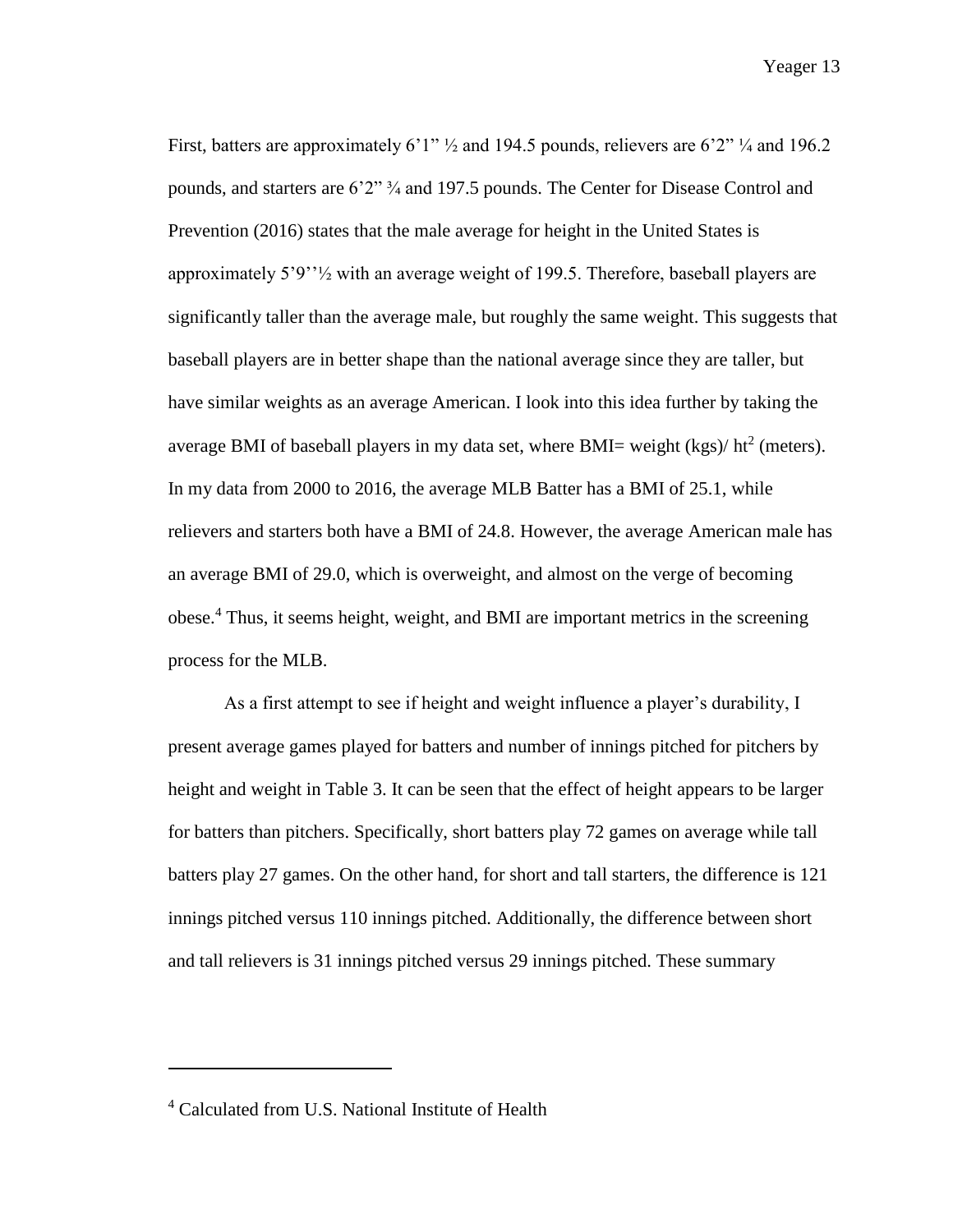First, batters are approximately 6'1" ½ and 194.5 pounds, relievers are 6'2" ¼ and 196.2 pounds, and starters are 6'2" ¾ and 197.5 pounds. The Center for Disease Control and Prevention (2016) states that the male average for height in the United States is approximately 5'9''½ with an average weight of 199.5. Therefore, baseball players are significantly taller than the average male, but roughly the same weight. This suggests that baseball players are in better shape than the national average since they are taller, but have similar weights as an average American. I look into this idea further by taking the average BMI of baseball players in my data set, where BMI= weight (kgs)/ $ht^2$ (meters). In my data from 2000 to 2016, the average MLB Batter has a BMI of 25.1, while relievers and starters both have a BMI of 24.8. However, the average American male has an average BMI of 29.0, which is overweight, and almost on the verge of becoming obese.[4] Thus, it seems height, weight, and BMI are important metrics in the screening process for the MLB.

As a first attempt to see if height and weight influence a player's durability, I present average games played for batters and number of innings pitched for pitchers by height and weight in Table 3. It can be seen that the effect of height appears to be larger for batters than pitchers. Specifically, short batters play 72 games on average while tall batters play 27 games. On the other hand, for short and tall starters, the difference is 121 innings pitched versus 110 innings pitched. Additionally, the difference between short and tall relievers is 31 innings pitched versus 29 innings pitched. These summary

[4] Calculated from U.S. National Institute of Health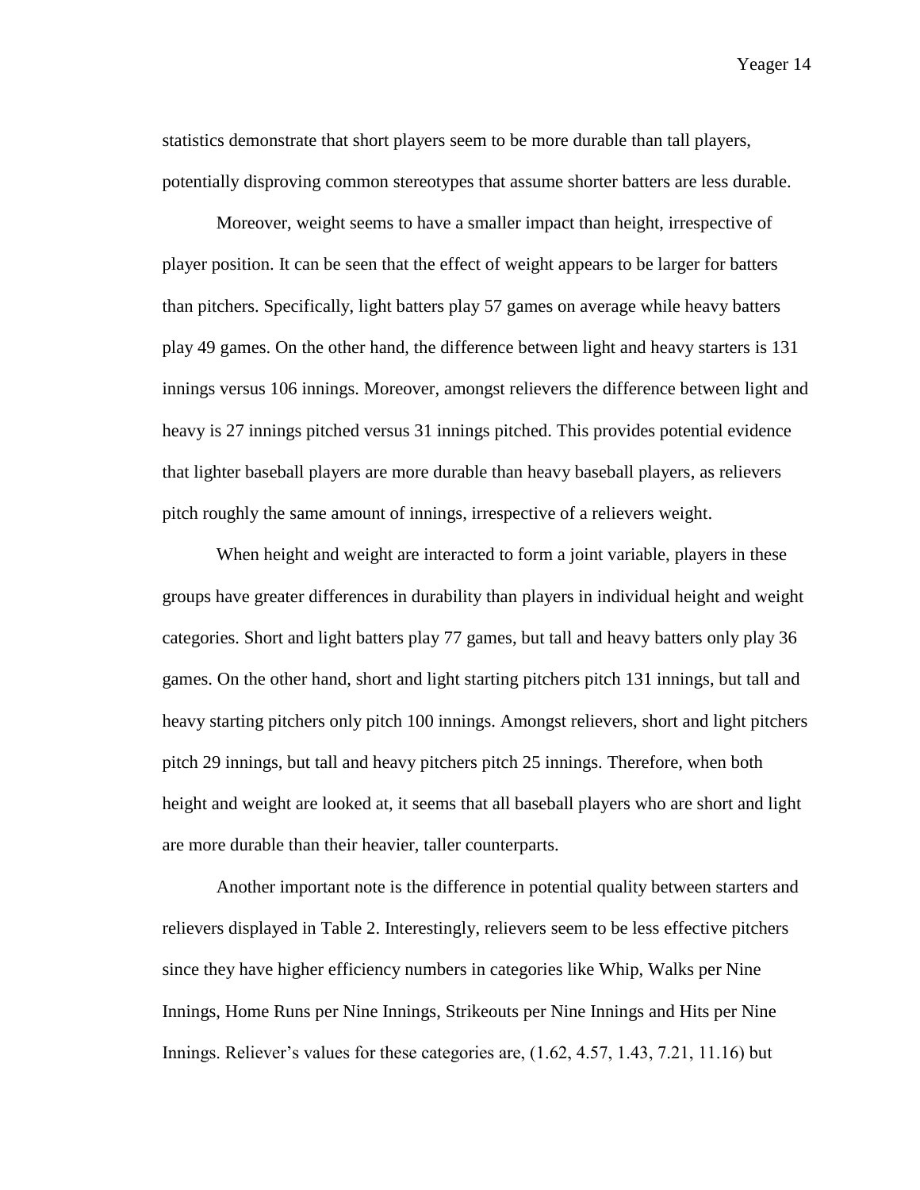statistics demonstrate that short players seem to be more durable than tall players, potentially disproving common stereotypes that assume shorter batters are less durable.

Moreover, weight seems to have a smaller impact than height, irrespective of player position. It can be seen that the effect of weight appears to be larger for batters than pitchers. Specifically, light batters play 57 games on average while heavy batters play 49 games. On the other hand, the difference between light and heavy starters is 131 innings versus 106 innings. Moreover, amongst relievers the difference between light and heavy is 27 innings pitched versus 31 innings pitched. This provides potential evidence that lighter baseball players are more durable than heavy baseball players, as relievers pitch roughly the same amount of innings, irrespective of a relievers weight.

When height and weight are interacted to form a joint variable, players in these groups have greater differences in durability than players in individual height and weight categories. Short and light batters play 77 games, but tall and heavy batters only play 36 games. On the other hand, short and light starting pitchers pitch 131 innings, but tall and heavy starting pitchers only pitch 100 innings. Amongst relievers, short and light pitchers pitch 29 innings, but tall and heavy pitchers pitch 25 innings. Therefore, when both height and weight are looked at, it seems that all baseball players who are short and light are more durable than their heavier, taller counterparts.

Another important note is the difference in potential quality between starters and relievers displayed in Table 2. Interestingly, relievers seem to be less effective pitchers since they have higher efficiency numbers in categories like Whip, Walks per Nine Innings, Home Runs per Nine Innings, Strikeouts per Nine Innings and Hits per Nine Innings. Reliever's values for these categories are, (1.62, 4.57, 1.43, 7.21, 11.16) but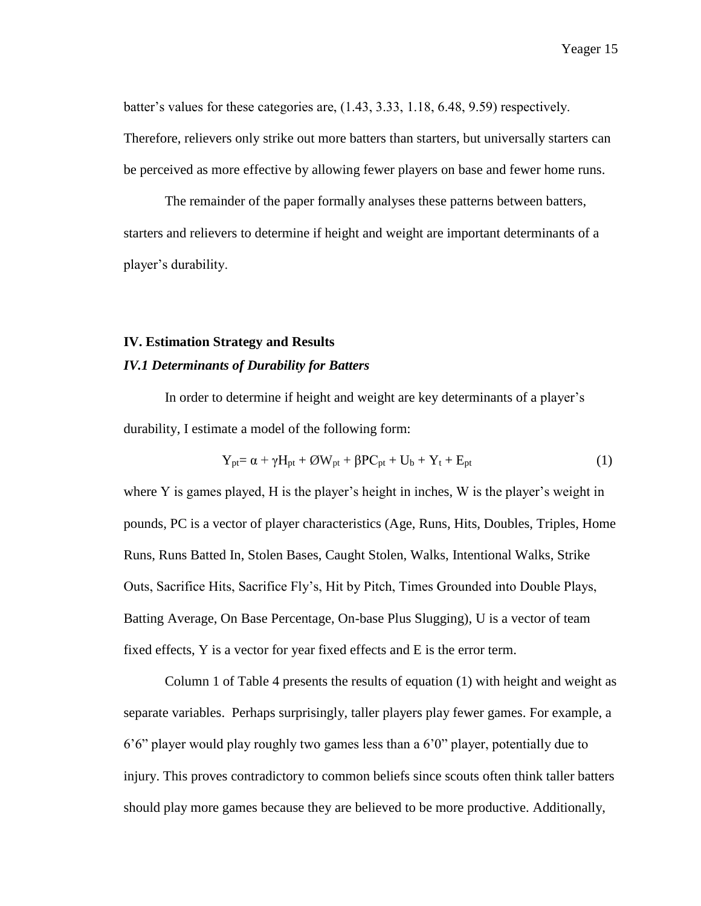batter's values for these categories are, (1.43, 3.33, 1.18, 6.48, 9.59) respectively. Therefore, relievers only strike out more batters than starters, but universally starters can be perceived as more effective by allowing fewer players on base and fewer home runs.

The remainder of the paper formally analyses these patterns between batters, starters and relievers to determine if height and weight are important determinants of a player's durability.

## IV. Estimation Strategy and Results

### *IV.1 Determinants of Durability for Batters*

In order to determine if height and weight are key determinants of a player's durability, I estimate a model of the following form:

$$Y_{pt} = \alpha + \gamma H_{pt} + \O W_{pt} + \beta PC_{pt} + U_b + Y_t + E_{pt} \tag{1}$$

where Y is games played, H is the player's height in inches, W is the player's weight in pounds, PC is a vector of player characteristics (Age, Runs, Hits, Doubles, Triples, Home Runs, Runs Batted In, Stolen Bases, Caught Stolen, Walks, Intentional Walks, Strike Outs, Sacrifice Hits, Sacrifice Fly's, Hit by Pitch, Times Grounded into Double Plays, Batting Average, On Base Percentage, On-base Plus Slugging), U is a vector of team fixed effects, Y is a vector for year fixed effects and E is the error term.

Column 1 of Table 4 presents the results of equation (1) with height and weight as separate variables. Perhaps surprisingly, taller players play fewer games. For example, a 6'6" player would play roughly two games less than a 6'0" player, potentially due to injury. This proves contradictory to common beliefs since scouts often think taller batters should play more games because they are believed to be more productive. Additionally,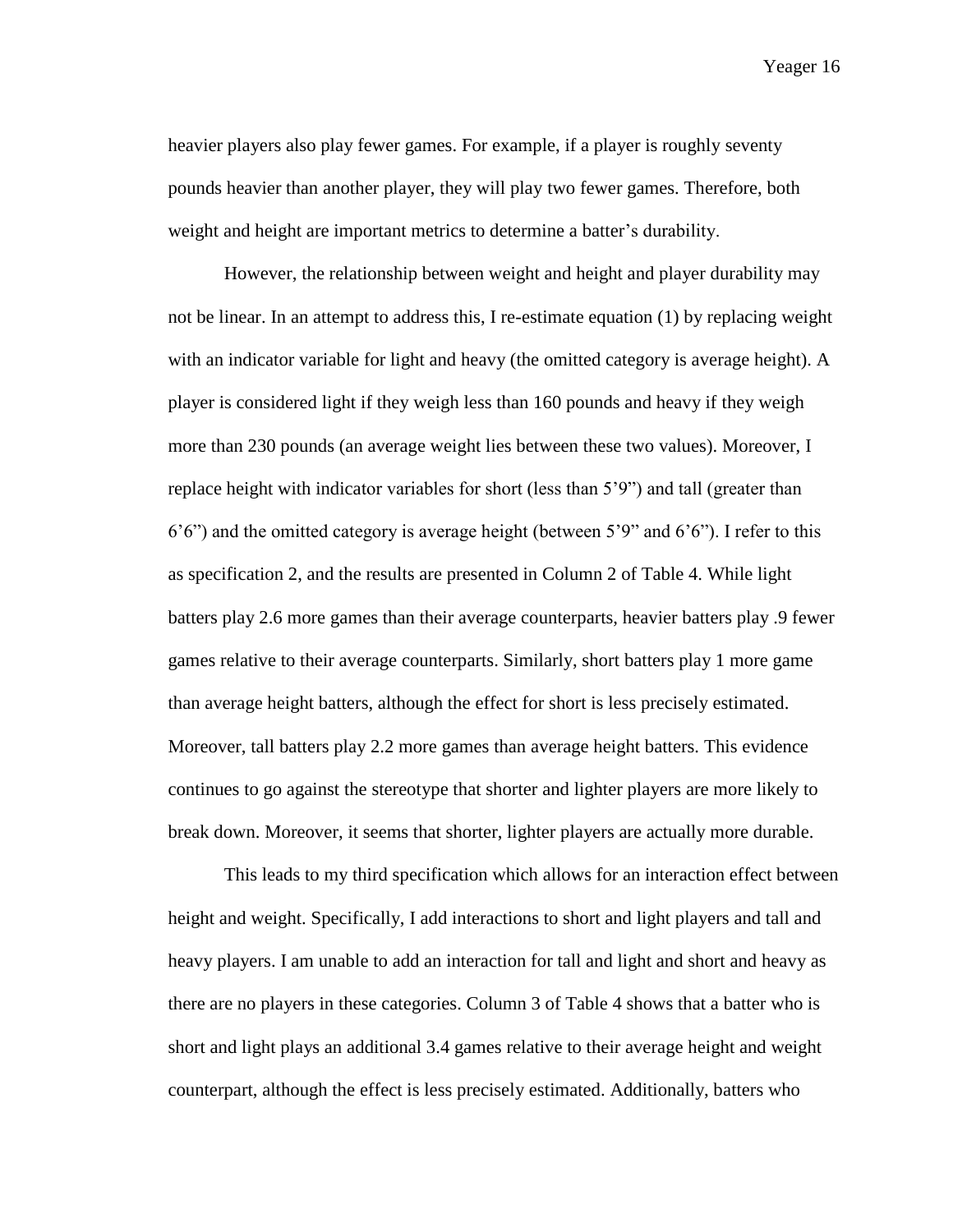heavier players also play fewer games. For example, if a player is roughly seventy pounds heavier than another player, they will play two fewer games. Therefore, both weight and height are important metrics to determine a batter's durability.

However, the relationship between weight and height and player durability may not be linear. In an attempt to address this, I re-estimate equation (1) by replacing weight with an indicator variable for light and heavy (the omitted category is average height). A player is considered light if they weigh less than 160 pounds and heavy if they weigh more than 230 pounds (an average weight lies between these two values). Moreover, I replace height with indicator variables for short (less than 5'9") and tall (greater than 6'6") and the omitted category is average height (between 5'9" and 6'6"). I refer to this as specification 2, and the results are presented in Column 2 of Table 4. While light batters play 2.6 more games than their average counterparts, heavier batters play .9 fewer games relative to their average counterparts. Similarly, short batters play 1 more game than average height batters, although the effect for short is less precisely estimated. Moreover, tall batters play 2.2 more games than average height batters. This evidence continues to go against the stereotype that shorter and lighter players are more likely to break down. Moreover, it seems that shorter, lighter players are actually more durable.

This leads to my third specification which allows for an interaction effect between height and weight. Specifically, I add interactions to short and light players and tall and heavy players. I am unable to add an interaction for tall and light and short and heavy as there are no players in these categories. Column 3 of Table 4 shows that a batter who is short and light plays an additional 3.4 games relative to their average height and weight counterpart, although the effect is less precisely estimated. Additionally, batters who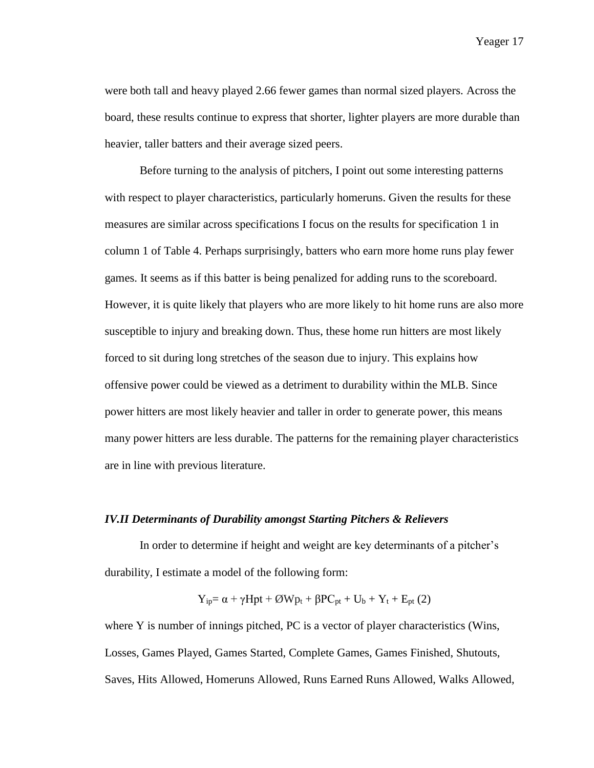were both tall and heavy played 2.66 fewer games than normal sized players. Across the board, these results continue to express that shorter, lighter players are more durable than heavier, taller batters and their average sized peers.

Before turning to the analysis of pitchers, I point out some interesting patterns with respect to player characteristics, particularly homeruns. Given the results for these measures are similar across specifications I focus on the results for specification 1 in column 1 of Table 4. Perhaps surprisingly, batters who earn more home runs play fewer games. It seems as if this batter is being penalized for adding runs to the scoreboard. However, it is quite likely that players who are more likely to hit home runs are also more susceptible to injury and breaking down. Thus, these home run hitters are most likely forced to sit during long stretches of the season due to injury. This explains how offensive power could be viewed as a detriment to durability within the MLB. Since power hitters are most likely heavier and taller in order to generate power, this means many power hitters are less durable. The patterns for the remaining player characteristics are in line with previous literature.

### *IV.II Determinants of Durability amongst Starting Pitchers & Relievers*

In order to determine if height and weight are key determinants of a pitcher's durability, I estimate a model of the following form:

$$Y_{ip} = \alpha + \gamma Hpt + \emptyset Wp_t + \beta PC_{pt} + U_b + Y_t + E_{pt} \quad (2)$$

where Y is number of innings pitched, PC is a vector of player characteristics (Wins, Losses, Games Played, Games Started, Complete Games, Games Finished, Shutouts, Saves, Hits Allowed, Homeruns Allowed, Runs Earned Runs Allowed, Walks Allowed,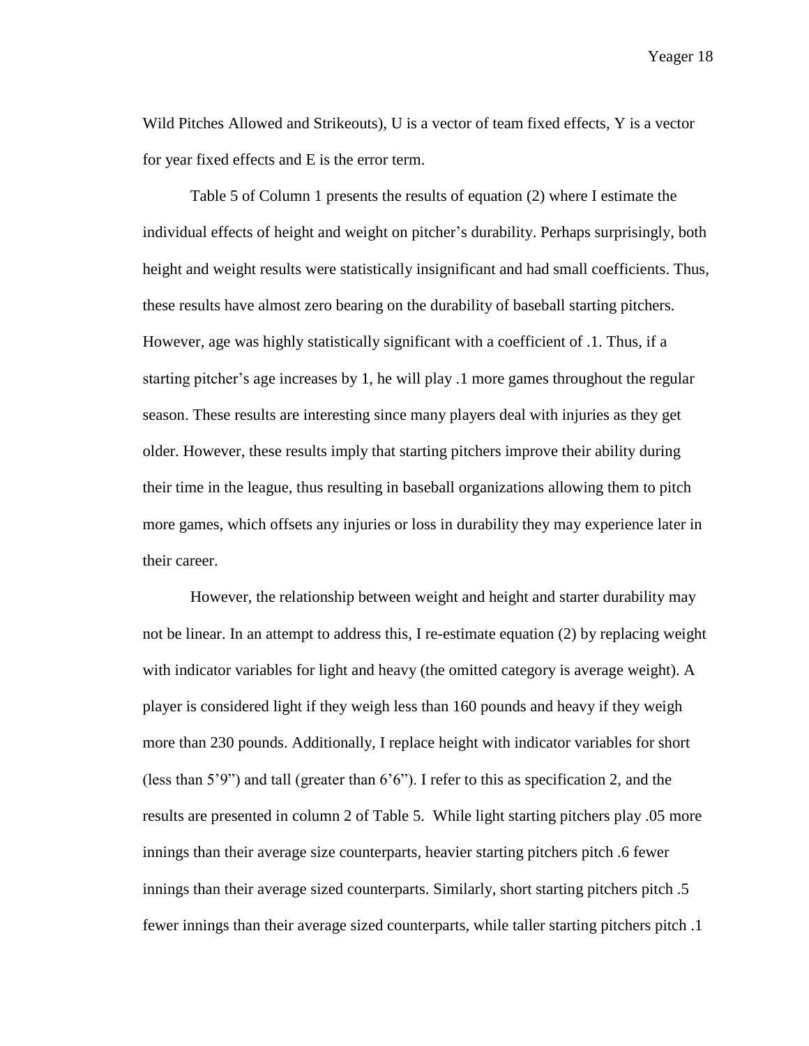Wild Pitches Allowed and Strikeouts), U is a vector of team fixed effects, Y is a vector for year fixed effects and E is the error term.

Table 5 of Column 1 presents the results of equation (2) where I estimate the individual effects of height and weight on pitcher's durability. Perhaps surprisingly, both height and weight results were statistically insignificant and had small coefficients. Thus, these results have almost zero bearing on the durability of baseball starting pitchers. However, age was highly statistically significant with a coefficient of .1. Thus, if a starting pitcher's age increases by 1, he will play .1 more games throughout the regular season. These results are interesting since many players deal with injuries as they get older. However, these results imply that starting pitchers improve their ability during their time in the league, thus resulting in baseball organizations allowing them to pitch more games, which offsets any injuries or loss in durability they may experience later in their career.

However, the relationship between weight and height and starter durability may not be linear. In an attempt to address this, I re-estimate equation (2) by replacing weight with indicator variables for light and heavy (the omitted category is average weight). A player is considered light if they weigh less than 160 pounds and heavy if they weigh more than 230 pounds. Additionally, I replace height with indicator variables for short (less than 5'9") and tall (greater than 6'6"). I refer to this as specification 2, and the results are presented in column 2 of Table 5. While light starting pitchers play .05 more innings than their average size counterparts, heavier starting pitchers pitch .6 fewer innings than their average sized counterparts. Similarly, short starting pitchers pitch .5 fewer innings than their average sized counterparts, while taller starting pitchers pitch .1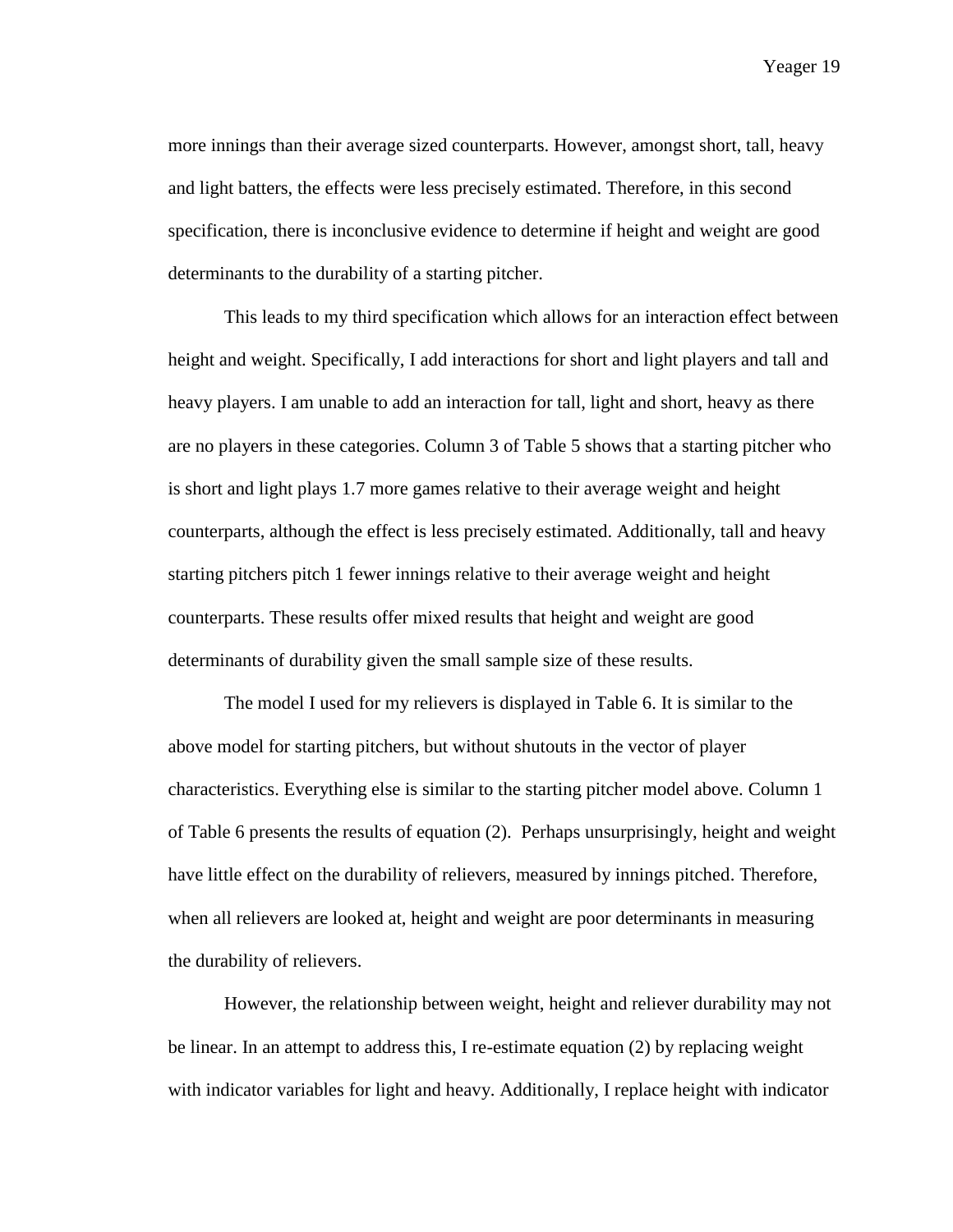more innings than their average sized counterparts. However, amongst short, tall, heavy and light batters, the effects were less precisely estimated. Therefore, in this second specification, there is inconclusive evidence to determine if height and weight are good determinants to the durability of a starting pitcher.

This leads to my third specification which allows for an interaction effect between height and weight. Specifically, I add interactions for short and light players and tall and heavy players. I am unable to add an interaction for tall, light and short, heavy as there are no players in these categories. Column 3 of Table 5 shows that a starting pitcher who is short and light plays 1.7 more games relative to their average weight and height counterparts, although the effect is less precisely estimated. Additionally, tall and heavy starting pitchers pitch 1 fewer innings relative to their average weight and height counterparts. These results offer mixed results that height and weight are good determinants of durability given the small sample size of these results.

The model I used for my relievers is displayed in Table 6. It is similar to the above model for starting pitchers, but without shutouts in the vector of player characteristics. Everything else is similar to the starting pitcher model above. Column 1 of Table 6 presents the results of equation (2). Perhaps unsurprisingly, height and weight have little effect on the durability of relievers, measured by innings pitched. Therefore, when all relievers are looked at, height and weight are poor determinants in measuring the durability of relievers.

However, the relationship between weight, height and reliever durability may not be linear. In an attempt to address this, I re-estimate equation (2) by replacing weight with indicator variables for light and heavy. Additionally, I replace height with indicator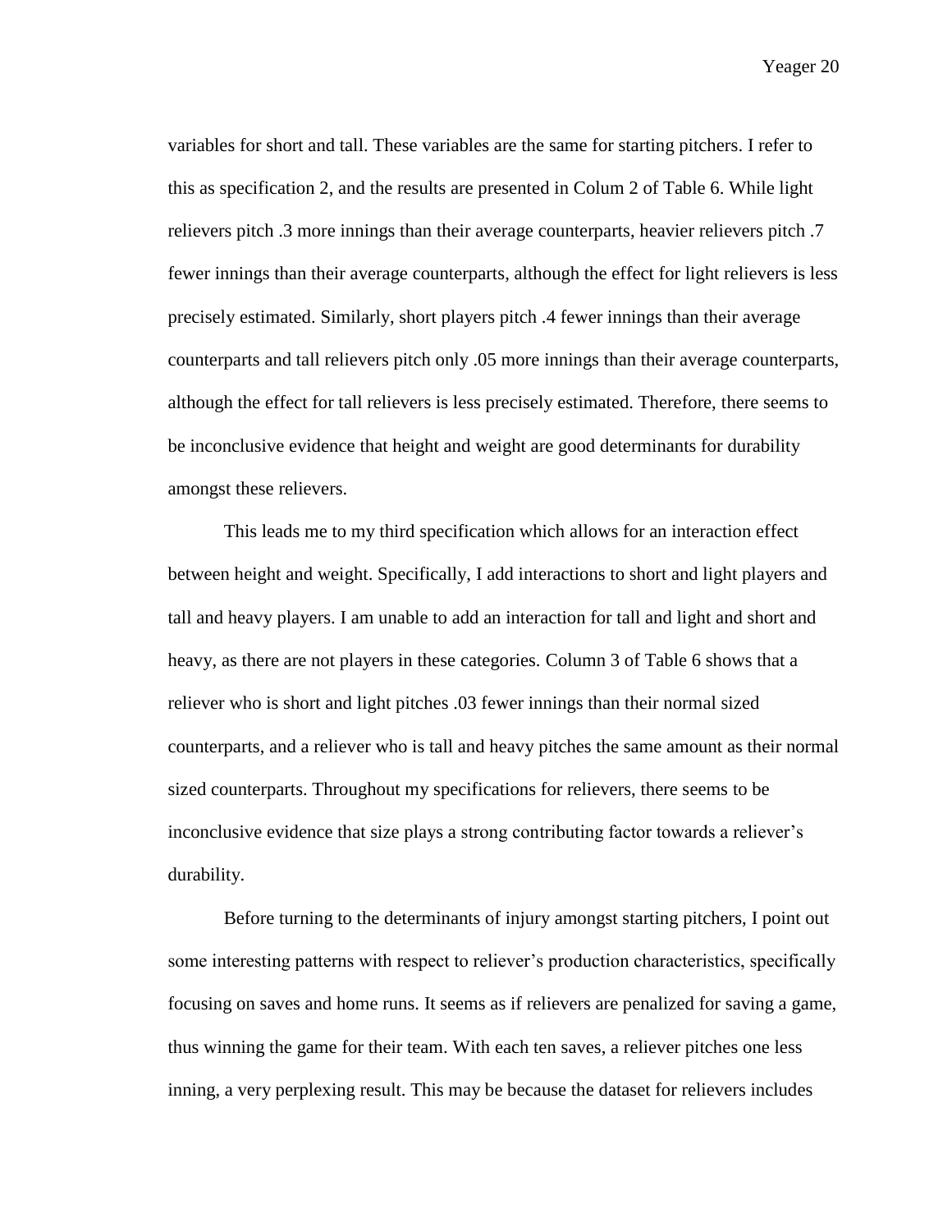variables for short and tall. These variables are the same for starting pitchers. I refer to this as specification 2, and the results are presented in Colum 2 of Table 6. While light relievers pitch .3 more innings than their average counterparts, heavier relievers pitch .7 fewer innings than their average counterparts, although the effect for light relievers is less precisely estimated. Similarly, short players pitch .4 fewer innings than their average counterparts and tall relievers pitch only .05 more innings than their average counterparts, although the effect for tall relievers is less precisely estimated. Therefore, there seems to be inconclusive evidence that height and weight are good determinants for durability amongst these relievers.

This leads me to my third specification which allows for an interaction effect between height and weight. Specifically, I add interactions to short and light players and tall and heavy players. I am unable to add an interaction for tall and light and short and heavy, as there are not players in these categories. Column 3 of Table 6 shows that a reliever who is short and light pitches .03 fewer innings than their normal sized counterparts, and a reliever who is tall and heavy pitches the same amount as their normal sized counterparts. Throughout my specifications for relievers, there seems to be inconclusive evidence that size plays a strong contributing factor towards a reliever's durability.

Before turning to the determinants of injury amongst starting pitchers, I point out some interesting patterns with respect to reliever's production characteristics, specifically focusing on saves and home runs. It seems as if relievers are penalized for saving a game, thus winning the game for their team. With each ten saves, a reliever pitches one less inning, a very perplexing result. This may be because the dataset for relievers includes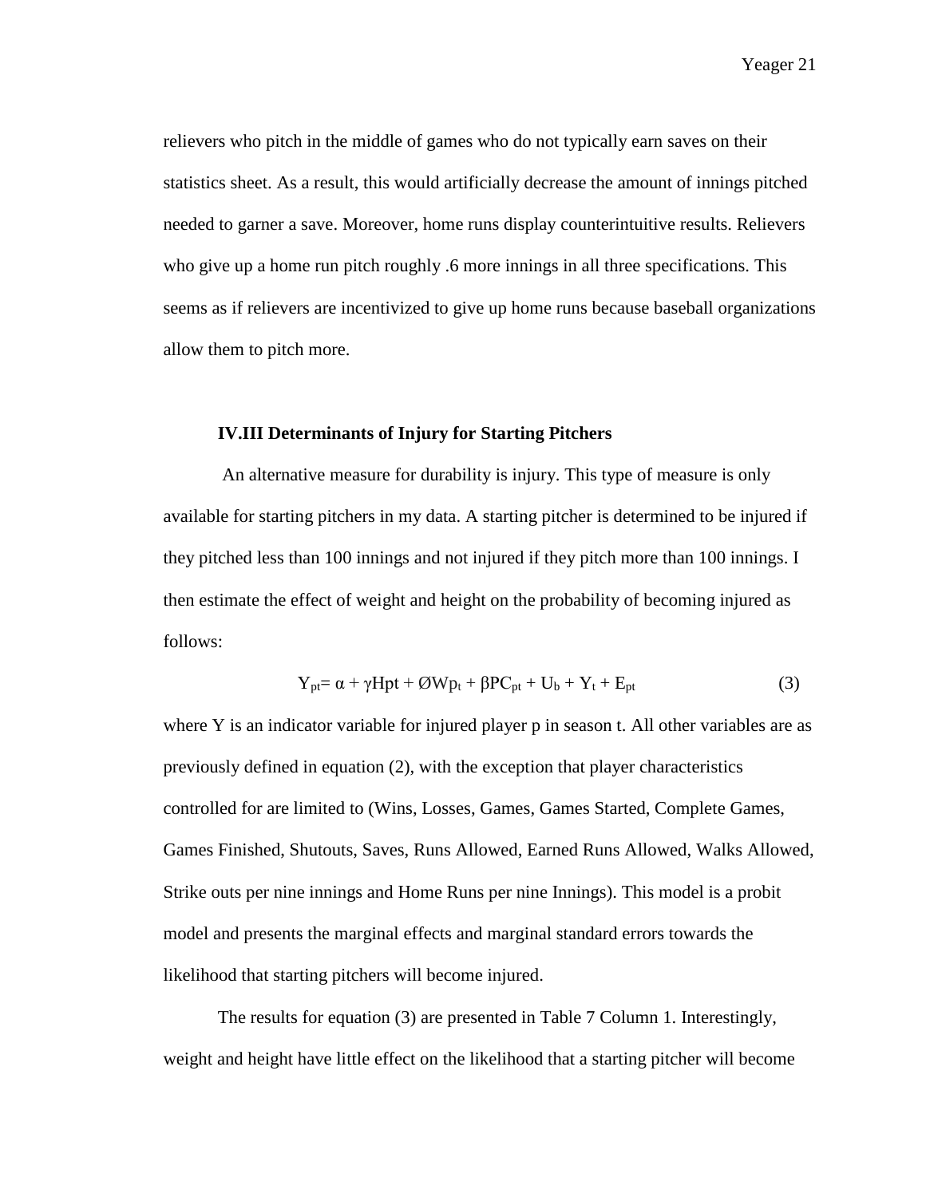relievers who pitch in the middle of games who do not typically earn saves on their statistics sheet. As a result, this would artificially decrease the amount of innings pitched needed to garner a save. Moreover, home runs display counterintuitive results. Relievers who give up a home run pitch roughly .6 more innings in all three specifications. This seems as if relievers are incentivized to give up home runs because baseball organizations allow them to pitch more.

### IV.III Determinants of Injury for Starting Pitchers

An alternative measure for durability is injury. This type of measure is only available for starting pitchers in my data. A starting pitcher is determined to be injured if they pitched less than 100 innings and not injured if they pitch more than 100 innings. I then estimate the effect of weight and height on the probability of becoming injured as follows:

$$Y_{pt} = \alpha + \gamma Hpt + \O Wp_t + \beta PC_{pt} + U_b + Y_t + E_{pt} \quad (3)$$

where Y is an indicator variable for injured player p in season t. All other variables are as previously defined in equation (2), with the exception that player characteristics controlled for are limited to (Wins, Losses, Games, Games Started, Complete Games, Games Finished, Shutouts, Saves, Runs Allowed, Earned Runs Allowed, Walks Allowed, Strike outs per nine innings and Home Runs per nine Innings). This model is a probit model and presents the marginal effects and marginal standard errors towards the likelihood that starting pitchers will become injured.

The results for equation (3) are presented in Table 7 Column 1. Interestingly, weight and height have little effect on the likelihood that a starting pitcher will become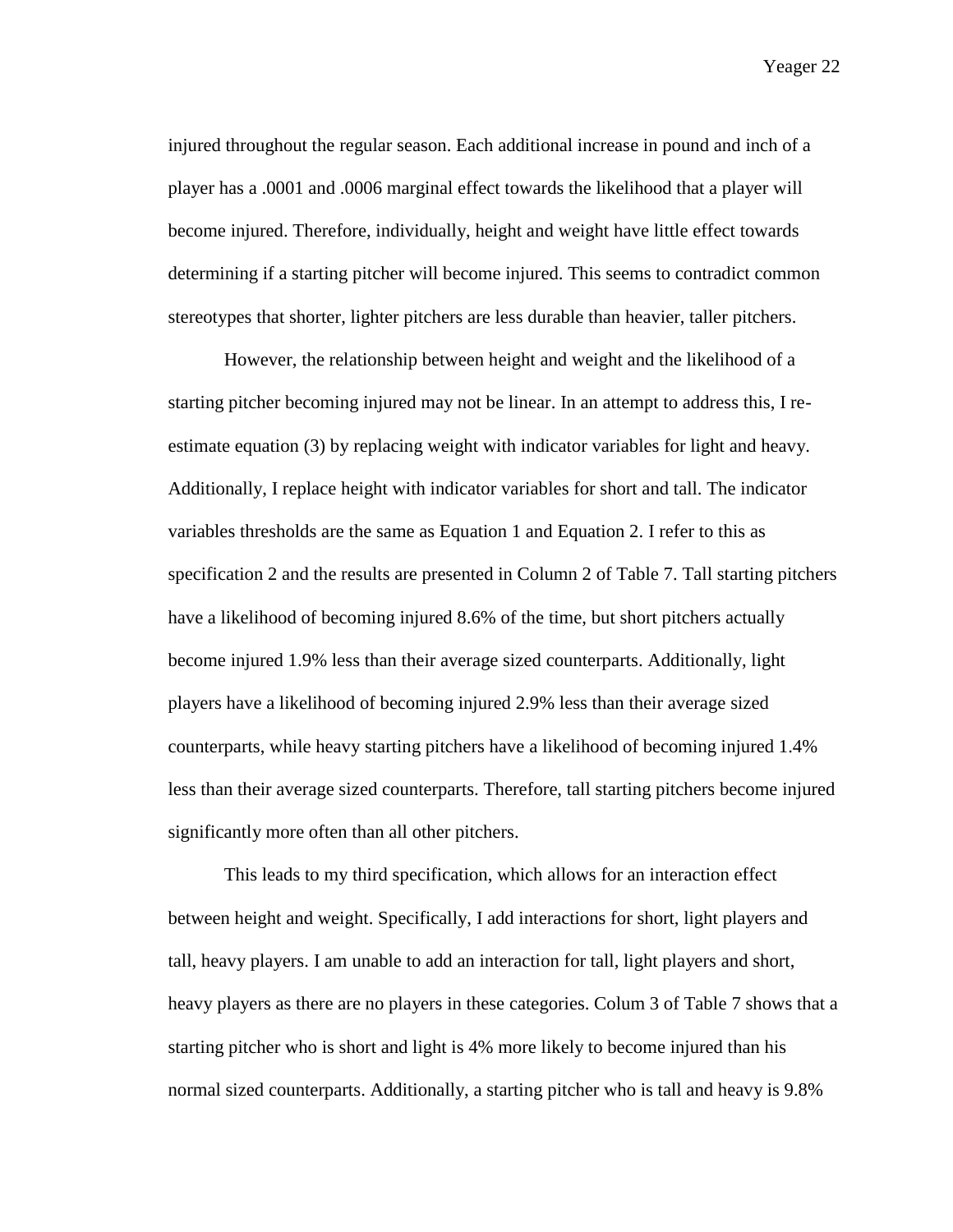injured throughout the regular season. Each additional increase in pound and inch of a player has a .0001 and .0006 marginal effect towards the likelihood that a player will become injured. Therefore, individually, height and weight have little effect towards determining if a starting pitcher will become injured. This seems to contradict common stereotypes that shorter, lighter pitchers are less durable than heavier, taller pitchers.

However, the relationship between height and weight and the likelihood of a starting pitcher becoming injured may not be linear. In an attempt to address this, I re-estimate equation (3) by replacing weight with indicator variables for light and heavy. Additionally, I replace height with indicator variables for short and tall. The indicator variables thresholds are the same as Equation 1 and Equation 2. I refer to this as specification 2 and the results are presented in Column 2 of Table 7. Tall starting pitchers have a likelihood of becoming injured 8.6% of the time, but short pitchers actually become injured 1.9% less than their average sized counterparts. Additionally, light players have a likelihood of becoming injured 2.9% less than their average sized counterparts, while heavy starting pitchers have a likelihood of becoming injured 1.4% less than their average sized counterparts. Therefore, tall starting pitchers become injured significantly more often than all other pitchers.

This leads to my third specification, which allows for an interaction effect between height and weight. Specifically, I add interactions for short, light players and tall, heavy players. I am unable to add an interaction for tall, light players and short, heavy players as there are no players in these categories. Colum 3 of Table 7 shows that a starting pitcher who is short and light is 4% more likely to become injured than his normal sized counterparts. Additionally, a starting pitcher who is tall and heavy is 9.8%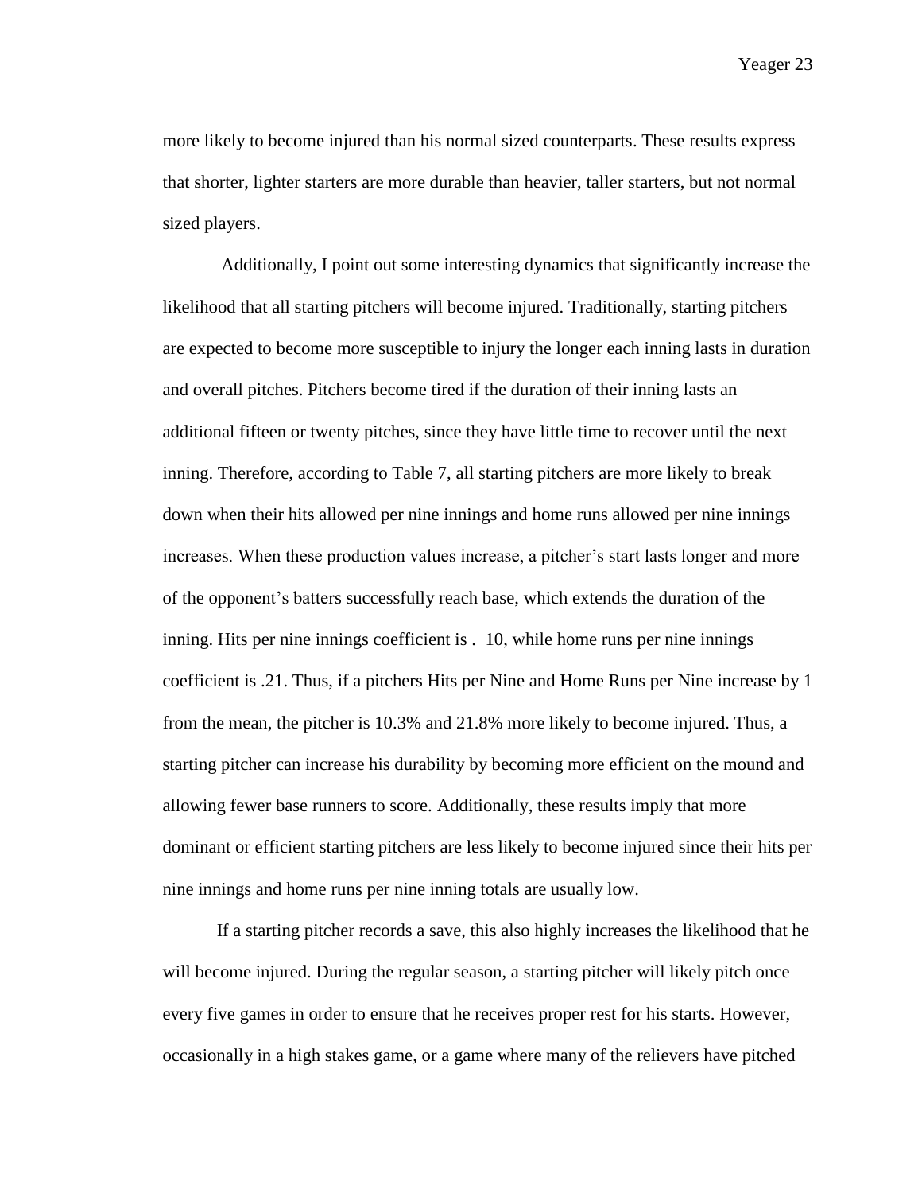more likely to become injured than his normal sized counterparts. These results express that shorter, lighter starters are more durable than heavier, taller starters, but not normal sized players.

Additionally, I point out some interesting dynamics that significantly increase the likelihood that all starting pitchers will become injured. Traditionally, starting pitchers are expected to become more susceptible to injury the longer each inning lasts in duration and overall pitches. Pitchers become tired if the duration of their inning lasts an additional fifteen or twenty pitches, since they have little time to recover until the next inning. Therefore, according to Table 7, all starting pitchers are more likely to break down when their hits allowed per nine innings and home runs allowed per nine innings increases. When these production values increase, a pitcher's start lasts longer and more of the opponent's batters successfully reach base, which extends the duration of the inning. Hits per nine innings coefficient is . 10, while home runs per nine innings coefficient is .21. Thus, if a pitchers Hits per Nine and Home Runs per Nine increase by 1 from the mean, the pitcher is 10.3% and 21.8% more likely to become injured. Thus, a starting pitcher can increase his durability by becoming more efficient on the mound and allowing fewer base runners to score. Additionally, these results imply that more dominant or efficient starting pitchers are less likely to become injured since their hits per nine innings and home runs per nine inning totals are usually low.

If a starting pitcher records a save, this also highly increases the likelihood that he will become injured. During the regular season, a starting pitcher will likely pitch once every five games in order to ensure that he receives proper rest for his starts. However, occasionally in a high stakes game, or a game where many of the relievers have pitched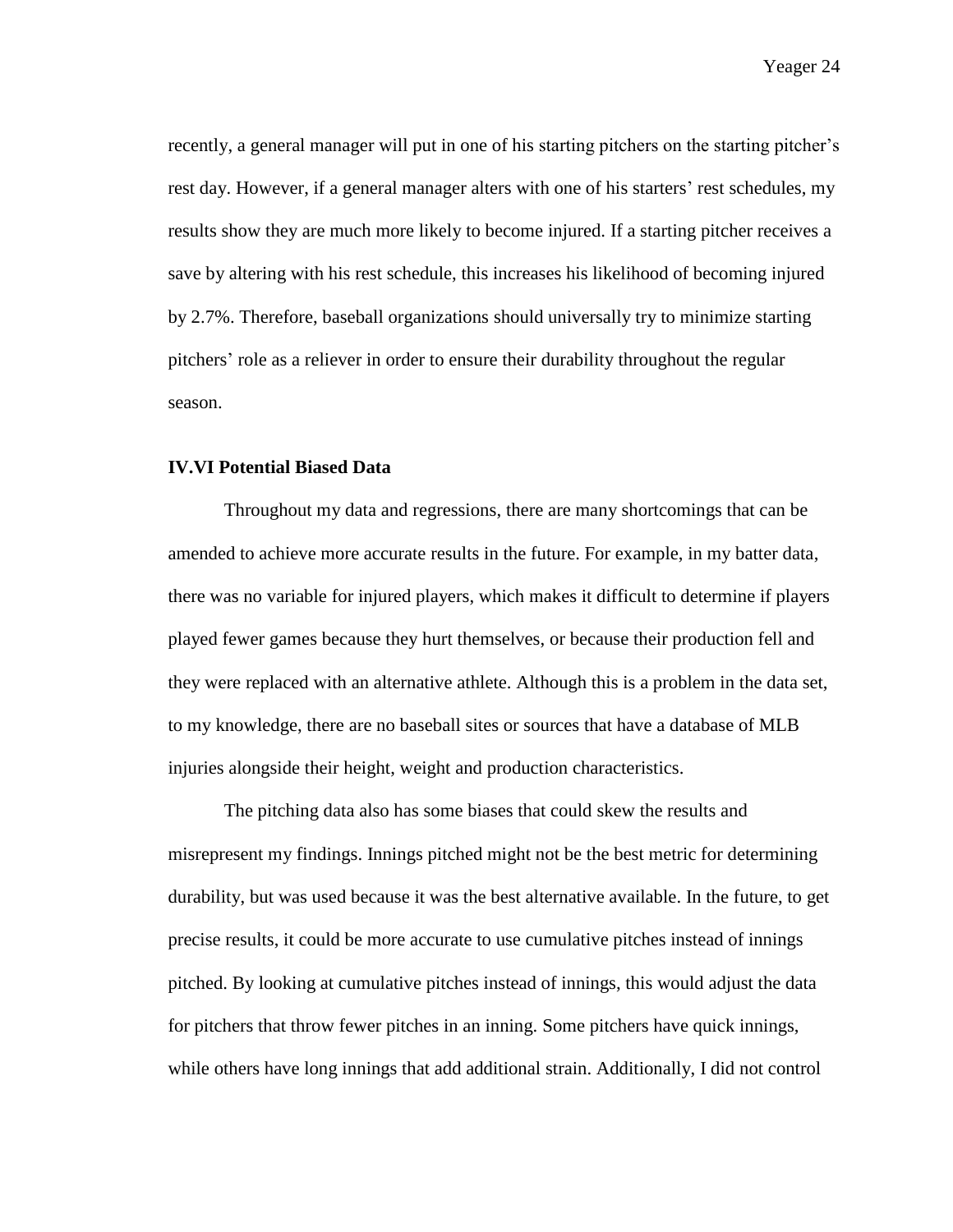recently, a general manager will put in one of his starting pitchers on the starting pitcher's rest day. However, if a general manager alters with one of his starters' rest schedules, my results show they are much more likely to become injured. If a starting pitcher receives a save by altering with his rest schedule, this increases his likelihood of becoming injured by 2.7%. Therefore, baseball organizations should universally try to minimize starting pitchers' role as a reliever in order to ensure their durability throughout the regular season.

### IV.VI Potential Biased Data

Throughout my data and regressions, there are many shortcomings that can be amended to achieve more accurate results in the future. For example, in my batter data, there was no variable for injured players, which makes it difficult to determine if players played fewer games because they hurt themselves, or because their production fell and they were replaced with an alternative athlete. Although this is a problem in the data set, to my knowledge, there are no baseball sites or sources that have a database of MLB injuries alongside their height, weight and production characteristics.

The pitching data also has some biases that could skew the results and misrepresent my findings. Innings pitched might not be the best metric for determining durability, but was used because it was the best alternative available. In the future, to get precise results, it could be more accurate to use cumulative pitches instead of innings pitched. By looking at cumulative pitches instead of innings, this would adjust the data for pitchers that throw fewer pitches in an inning. Some pitchers have quick innings, while others have long innings that add additional strain. Additionally, I did not control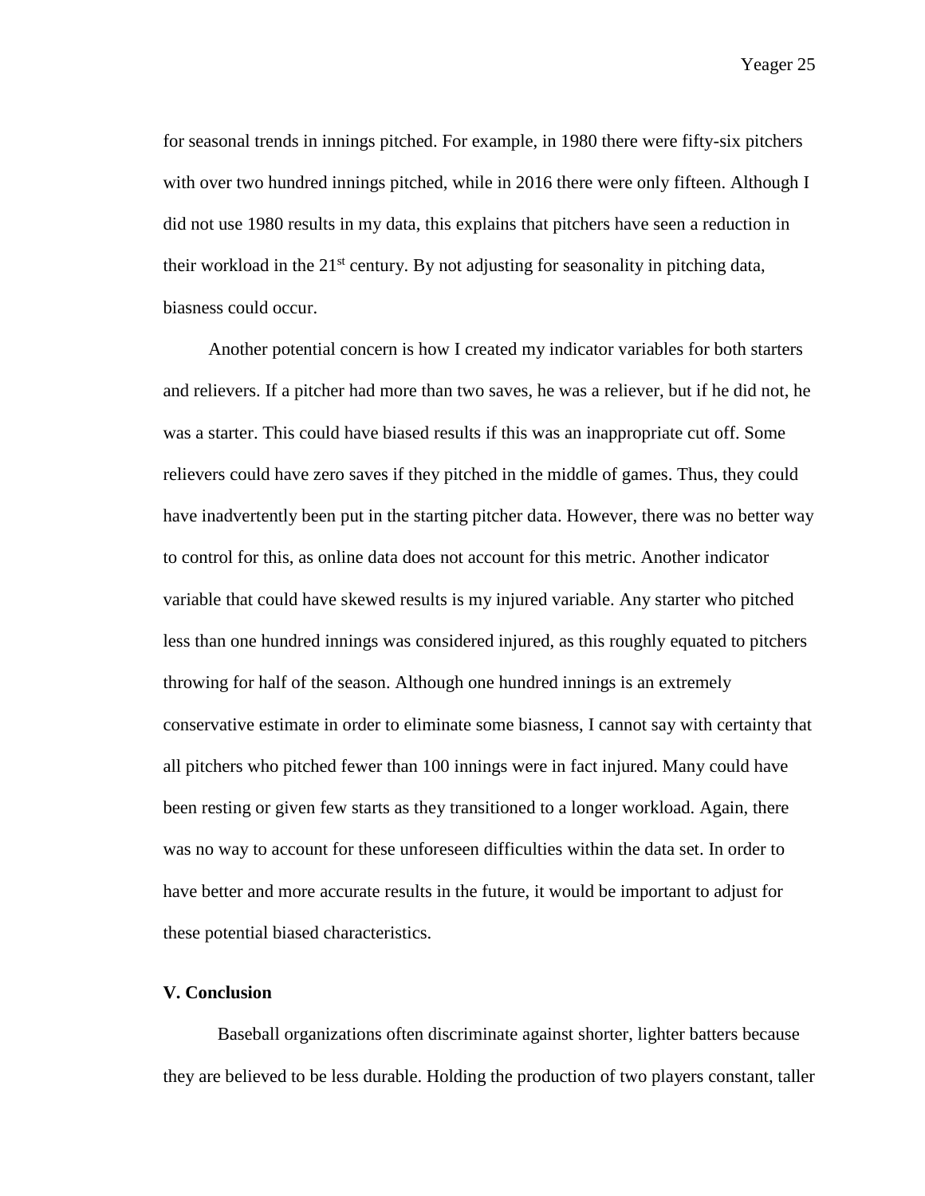for seasonal trends in innings pitched. For example, in 1980 there were fifty-six pitchers with over two hundred innings pitched, while in 2016 there were only fifteen. Although I did not use 1980 results in my data, this explains that pitchers have seen a reduction in their workload in the 21st century. By not adjusting for seasonality in pitching data, biasness could occur.

Another potential concern is how I created my indicator variables for both starters and relievers. If a pitcher had more than two saves, he was a reliever, but if he did not, he was a starter. This could have biased results if this was an inappropriate cut off. Some relievers could have zero saves if they pitched in the middle of games. Thus, they could have inadvertently been put in the starting pitcher data. However, there was no better way to control for this, as online data does not account for this metric. Another indicator variable that could have skewed results is my injured variable. Any starter who pitched less than one hundred innings was considered injured, as this roughly equated to pitchers throwing for half of the season. Although one hundred innings is an extremely conservative estimate in order to eliminate some biasness, I cannot say with certainty that all pitchers who pitched fewer than 100 innings were in fact injured. Many could have been resting or given few starts as they transitioned to a longer workload. Again, there was no way to account for these unforeseen difficulties within the data set. In order to have better and more accurate results in the future, it would be important to adjust for these potential biased characteristics.

**V. Conclusion**

Baseball organizations often discriminate against shorter, lighter batters because they are believed to be less durable. Holding the production of two players constant, taller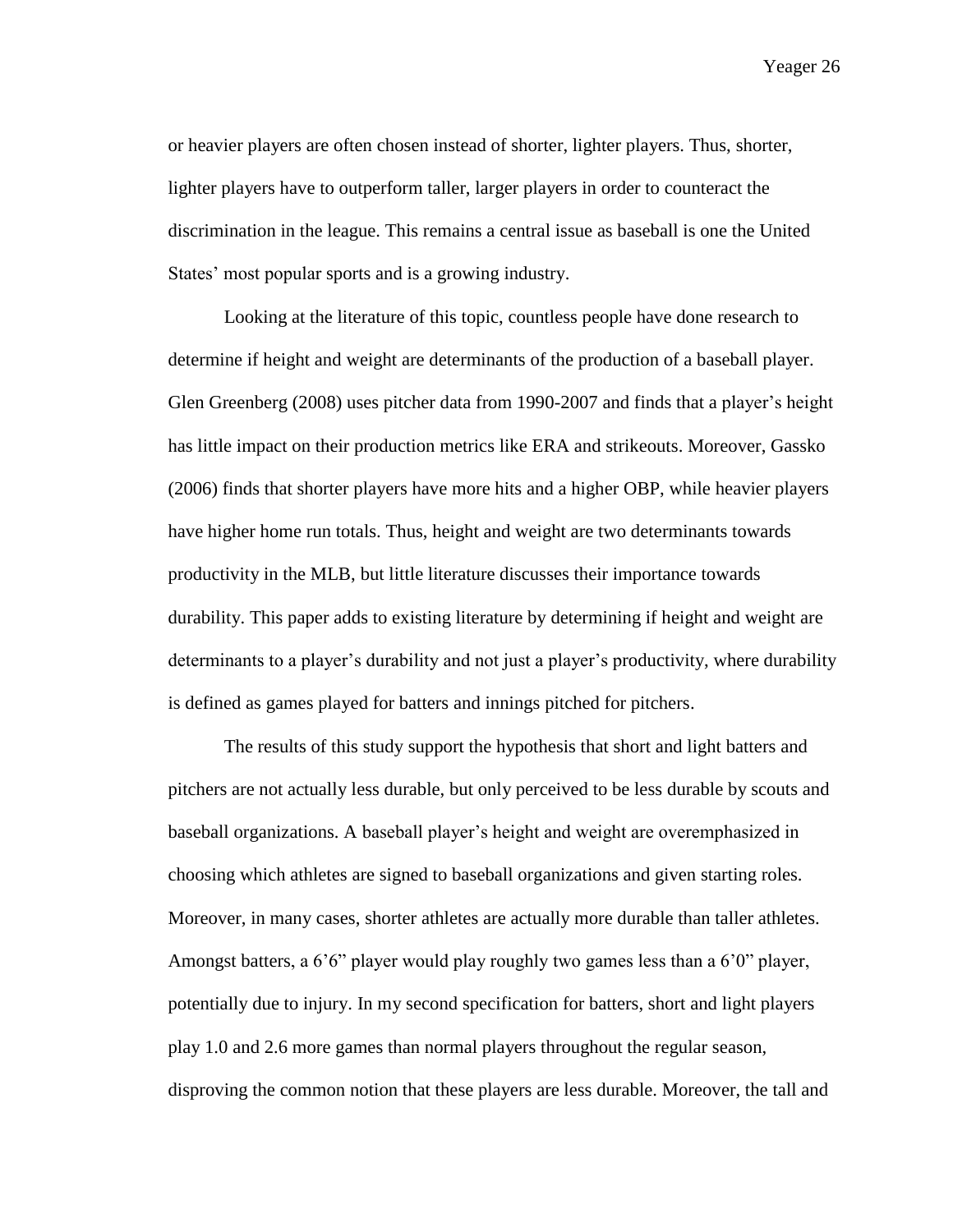or heavier players are often chosen instead of shorter, lighter players. Thus, shorter, lighter players have to outperform taller, larger players in order to counteract the discrimination in the league. This remains a central issue as baseball is one the United States' most popular sports and is a growing industry.

Looking at the literature of this topic, countless people have done research to determine if height and weight are determinants of the production of a baseball player. Glen Greenberg (2008) uses pitcher data from 1990-2007 and finds that a player's height has little impact on their production metrics like ERA and strikeouts. Moreover, Gassko (2006) finds that shorter players have more hits and a higher OBP, while heavier players have higher home run totals. Thus, height and weight are two determinants towards productivity in the MLB, but little literature discusses their importance towards durability. This paper adds to existing literature by determining if height and weight are determinants to a player's durability and not just a player's productivity, where durability is defined as games played for batters and innings pitched for pitchers.

The results of this study support the hypothesis that short and light batters and pitchers are not actually less durable, but only perceived to be less durable by scouts and baseball organizations. A baseball player's height and weight are overemphasized in choosing which athletes are signed to baseball organizations and given starting roles. Moreover, in many cases, shorter athletes are actually more durable than taller athletes. Amongst batters, a 6'6" player would play roughly two games less than a 6'0" player, potentially due to injury. In my second specification for batters, short and light players play 1.0 and 2.6 more games than normal players throughout the regular season, disproving the common notion that these players are less durable. Moreover, the tall and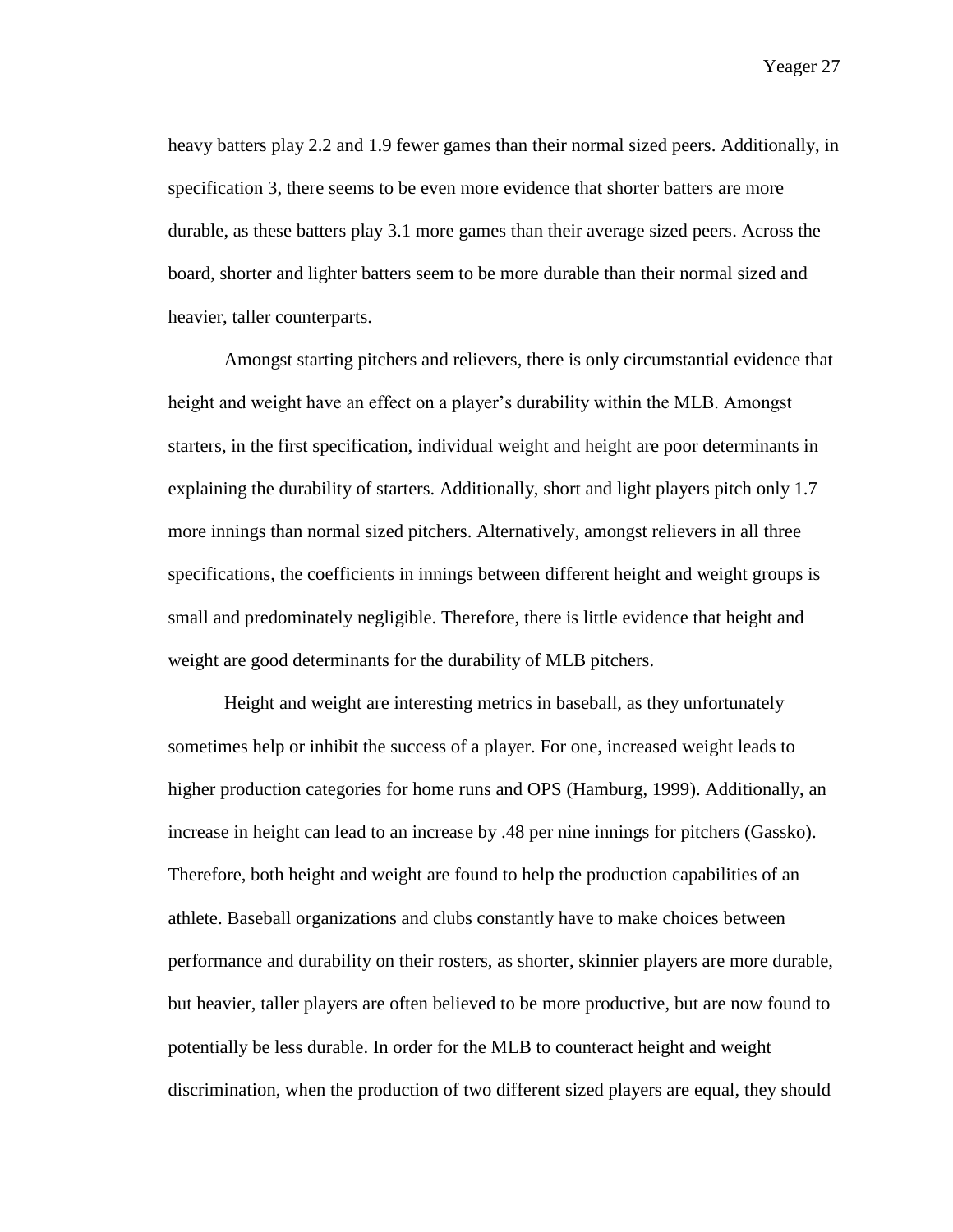heavy batters play 2.2 and 1.9 fewer games than their normal sized peers. Additionally, in specification 3, there seems to be even more evidence that shorter batters are more durable, as these batters play 3.1 more games than their average sized peers. Across the board, shorter and lighter batters seem to be more durable than their normal sized and heavier, taller counterparts.

Amongst starting pitchers and relievers, there is only circumstantial evidence that height and weight have an effect on a player's durability within the MLB. Amongst starters, in the first specification, individual weight and height are poor determinants in explaining the durability of starters. Additionally, short and light players pitch only 1.7 more innings than normal sized pitchers. Alternatively, amongst relievers in all three specifications, the coefficients in innings between different height and weight groups is small and predominately negligible. Therefore, there is little evidence that height and weight are good determinants for the durability of MLB pitchers.

Height and weight are interesting metrics in baseball, as they unfortunately sometimes help or inhibit the success of a player. For one, increased weight leads to higher production categories for home runs and OPS (Hamburg, 1999). Additionally, an increase in height can lead to an increase by .48 per nine innings for pitchers (Gassko). Therefore, both height and weight are found to help the production capabilities of an athlete. Baseball organizations and clubs constantly have to make choices between performance and durability on their rosters, as shorter, skinnier players are more durable, but heavier, taller players are often believed to be more productive, but are now found to potentially be less durable. In order for the MLB to counteract height and weight discrimination, when the production of two different sized players are equal, they should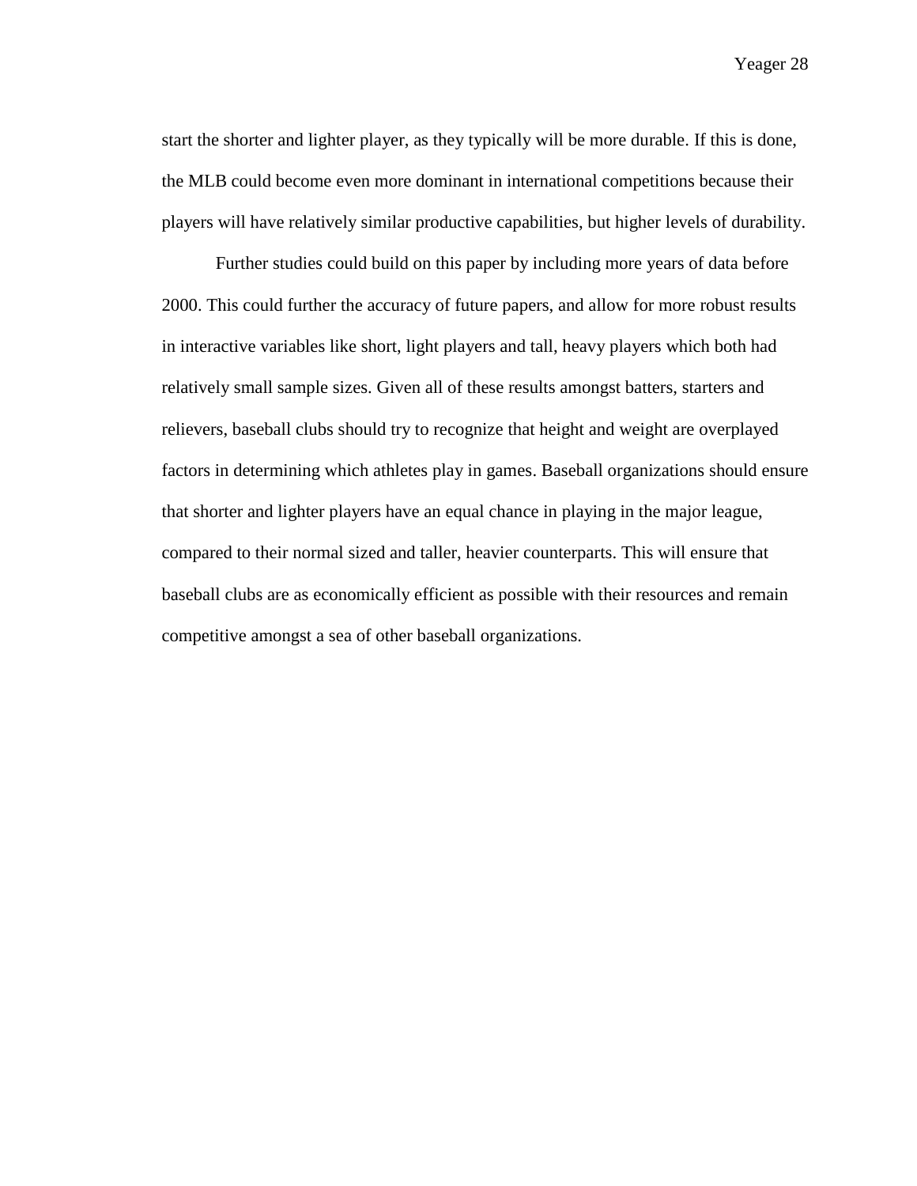start the shorter and lighter player, as they typically will be more durable. If this is done, the MLB could become even more dominant in international competitions because their players will have relatively similar productive capabilities, but higher levels of durability.

Further studies could build on this paper by including more years of data before 2000. This could further the accuracy of future papers, and allow for more robust results in interactive variables like short, light players and tall, heavy players which both had relatively small sample sizes. Given all of these results amongst batters, starters and relievers, baseball clubs should try to recognize that height and weight are overplayed factors in determining which athletes play in games. Baseball organizations should ensure that shorter and lighter players have an equal chance in playing in the major league, compared to their normal sized and taller, heavier counterparts. This will ensure that baseball clubs are as economically efficient as possible with their resources and remain competitive amongst a sea of other baseball organizations.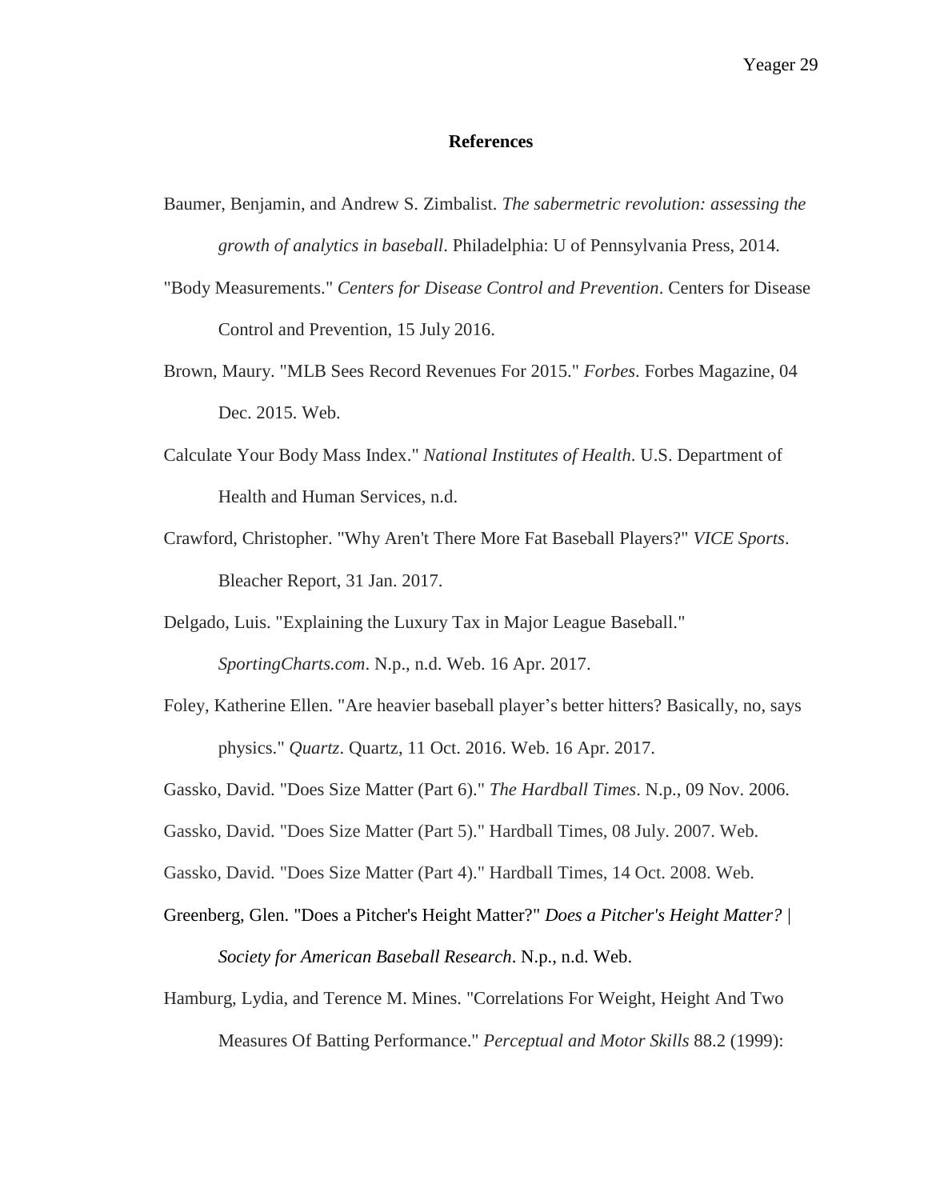# References

Baumer, Benjamin, and Andrew S. Zimbalist. *The sabermetric revolution: assessing the growth of analytics in baseball*. Philadelphia: U of Pennsylvania Press, 2014.

"Body Measurements." *Centers for Disease Control and Prevention*. Centers for Disease Control and Prevention, 15 July 2016.

Brown, Maury. "MLB Sees Record Revenues For 2015." *Forbes*. Forbes Magazine, 04 Dec. 2015. Web.

Calculate Your Body Mass Index." *National Institutes of Health*. U.S. Department of Health and Human Services, n.d.

Crawford, Christopher. "Why Aren't There More Fat Baseball Players?" *VICE Sports*. Bleacher Report, 31 Jan. 2017.

Delgado, Luis. "Explaining the Luxury Tax in Major League Baseball." *SportingCharts.com*. N.p., n.d. Web. 16 Apr. 2017.

Foley, Katherine Ellen. "Are heavier baseball player's better hitters? Basically, no, says physics." *Quartz*. Quartz, 11 Oct. 2016. Web. 16 Apr. 2017.

Gassko, David. "Does Size Matter (Part 6)." *The Hardball Times*. N.p., 09 Nov. 2006.

Gassko, David. "Does Size Matter (Part 5)." Hardball Times, 08 July. 2007. Web.

Gassko, David. "Does Size Matter (Part 4)." Hardball Times, 14 Oct. 2008. Web.

Greenberg, Glen. "Does a Pitcher's Height Matter?" *Does a Pitcher's Height Matter? | Society for American Baseball Research*. N.p., n.d. Web.

Hamburg, Lydia, and Terence M. Mines. "Correlations For Weight, Height And Two Measures Of Batting Performance." *Perceptual and Motor Skills* 88.2 (1999):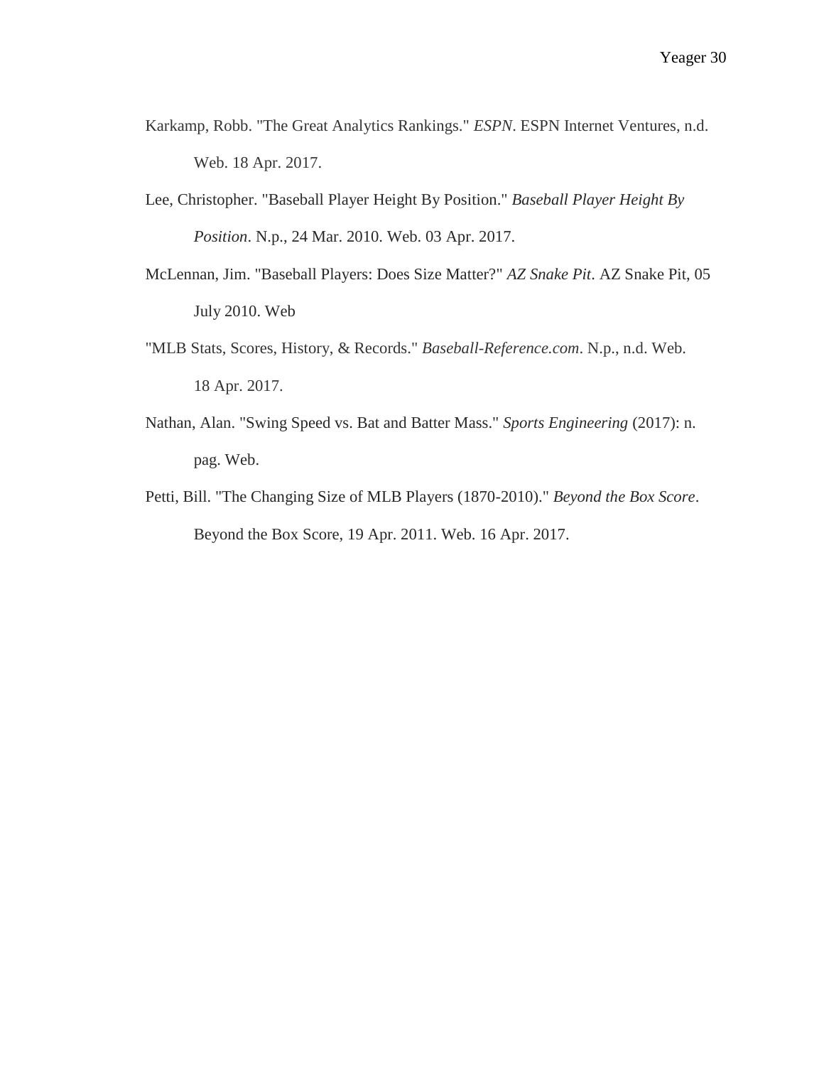Karkamp, Robb. "The Great Analytics Rankings." *ESPN*. ESPN Internet Ventures, n.d. Web. 18 Apr. 2017.

Lee, Christopher. "Baseball Player Height By Position." *Baseball Player Height By Position*. N.p., 24 Mar. 2010. Web. 03 Apr. 2017.

McLennan, Jim. "Baseball Players: Does Size Matter?" *AZ Snake Pit*. AZ Snake Pit, 05 July 2010. Web

"MLB Stats, Scores, History, & Records." *Baseball-Reference.com*. N.p., n.d. Web. 18 Apr. 2017.

Nathan, Alan. "Swing Speed vs. Bat and Batter Mass." *Sports Engineering* (2017): n. pag. Web.

Petti, Bill. "The Changing Size of MLB Players (1870-2010)." *Beyond the Box Score*. Beyond the Box Score, 19 Apr. 2011. Web. 16 Apr. 2017.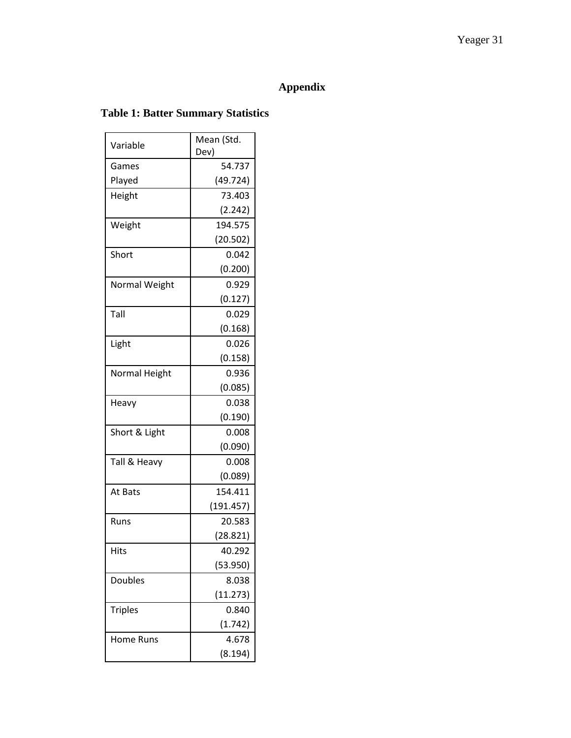## Appendix

### Table 1: Batter Summary Statistics

| Variable | Mean (Std. Dev) |
|---|---|
| Games Played | 54.737 (49.724) |
| Height | 73.403 (2.242) |
| Weight | 194.575 (20.502) |
| Short | 0.042 (0.200) |
| Normal Weight | 0.929 (0.127) |
| Tall | 0.029 (0.168) |
| Light | 0.026 (0.158) |
| Normal Height | 0.936 (0.085) |
| Heavy | 0.038 (0.190) |
| Short & Light | 0.008 (0.090) |
| Tall & Heavy | 0.008 (0.089) |
| At Bats | 154.411 (191.457) |
| Runs | 20.583 (28.821) |
| Hits | 40.292 (53.950) |
| Doubles | 8.038 (11.273) |
| Triples | 0.840 (1.742) |
| Home Runs | 4.678 (8.194) |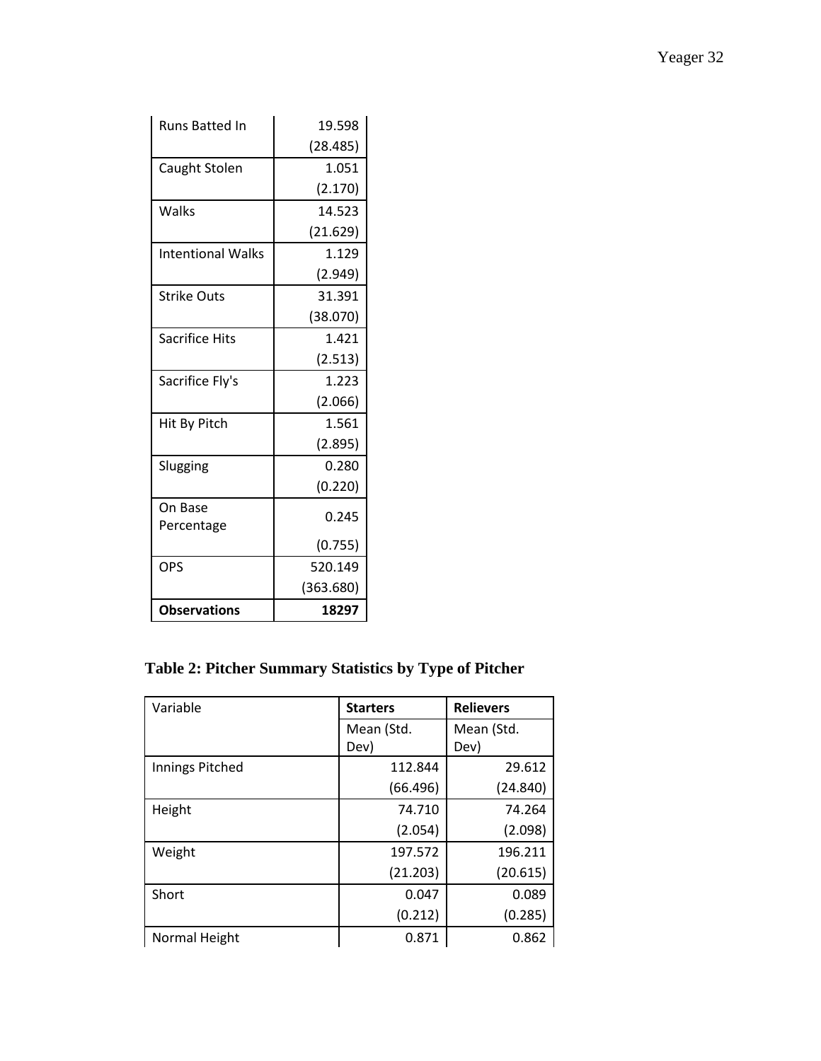| | |
|---|---|
| Runs Batted In | 19.598 |
| | (28.485) |
| Caught Stolen | 1.051 |
| | (2.170) |
| Walks | 14.523 |
| | (21.629) |
| Intentional Walks | 1.129 |
| | (2.949) |
| Strike Outs | 31.391 |
| | (38.070) |
| Sacrifice Hits | 1.421 |
| | (2.513) |
| Sacrifice Fly's | 1.223 |
| | (2.066) |
| Hit By Pitch | 1.561 |
| | (2.895) |
| Slugging | 0.280 |
| | (0.220) |
| On Base Percentage | 0.245 |
| | (0.755) |
| OPS | 520.149 |
| | (363.680) |
| **Observations** | **18297** |

**Table 2: Pitcher Summary Statistics by Type of Pitcher**

| Variable | **Starters** | **Relievers** |
|---|---|---|
| | Mean (Std. Dev) | Mean (Std. Dev) |
| Innings Pitched | 112.844 | 29.612 |
| | (66.496) | (24.840) |
| Height | 74.710 | 74.264 |
| | (2.054) | (2.098) |
| Weight | 197.572 | 196.211 |
| | (21.203) | (20.615) |
| Short | 0.047 | 0.089 |
| | (0.212) | (0.285) |
| Normal Height | 0.871 | 0.862 |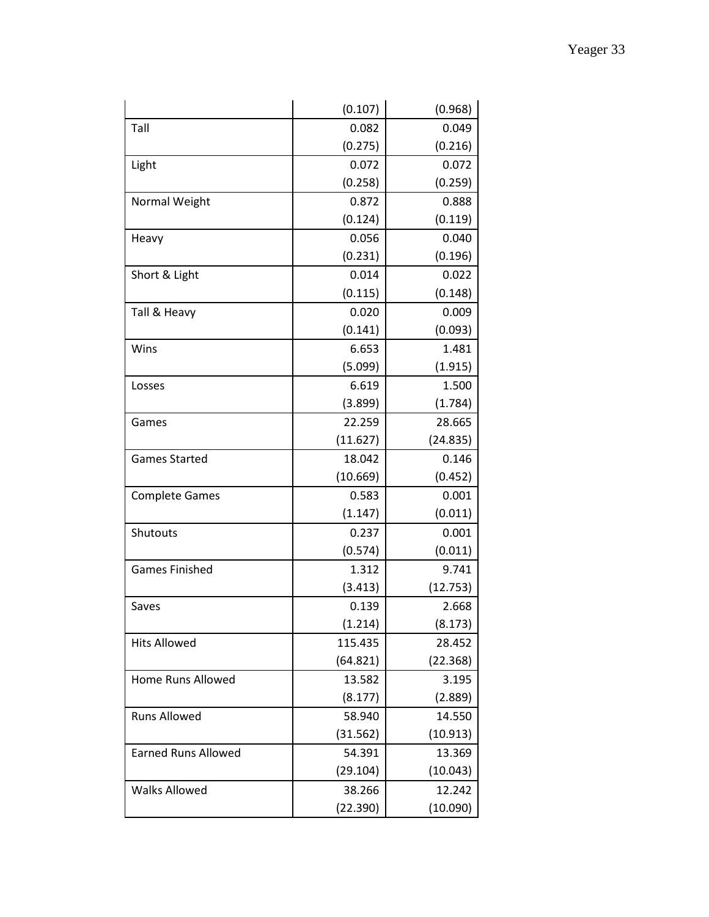| | | |
|---|---|---|
| | (0.107) | (0.968) |
| Tall | 0.082 | 0.049 |
| | (0.275) | (0.216) |
| Light | 0.072 | 0.072 |
| | (0.258) | (0.259) |
| Normal Weight | 0.872 | 0.888 |
| | (0.124) | (0.119) |
| Heavy | 0.056 | 0.040 |
| | (0.231) | (0.196) |
| Short & Light | 0.014 | 0.022 |
| | (0.115) | (0.148) |
| Tall & Heavy | 0.020 | 0.009 |
| | (0.141) | (0.093) |
| Wins | 6.653 | 1.481 |
| | (5.099) | (1.915) |
| Losses | 6.619 | 1.500 |
| | (3.899) | (1.784) |
| Games | 22.259 | 28.665 |
| | (11.627) | (24.835) |
| Games Started | 18.042 | 0.146 |
| | (10.669) | (0.452) |
| Complete Games | 0.583 | 0.001 |
| | (1.147) | (0.011) |
| Shutouts | 0.237 | 0.001 |
| | (0.574) | (0.011) |
| Games Finished | 1.312 | 9.741 |
| | (3.413) | (12.753) |
| Saves | 0.139 | 2.668 |
| | (1.214) | (8.173) |
| Hits Allowed | 115.435 | 28.452 |
| | (64.821) | (22.368) |
| Home Runs Allowed | 13.582 | 3.195 |
| | (8.177) | (2.889) |
| Runs Allowed | 58.940 | 14.550 |
| | (31.562) | (10.913) |
| Earned Runs Allowed | 54.391 | 13.369 |
| | (29.104) | (10.043) |
| Walks Allowed | 38.266 | 12.242 |
| | (22.390) | (10.090) |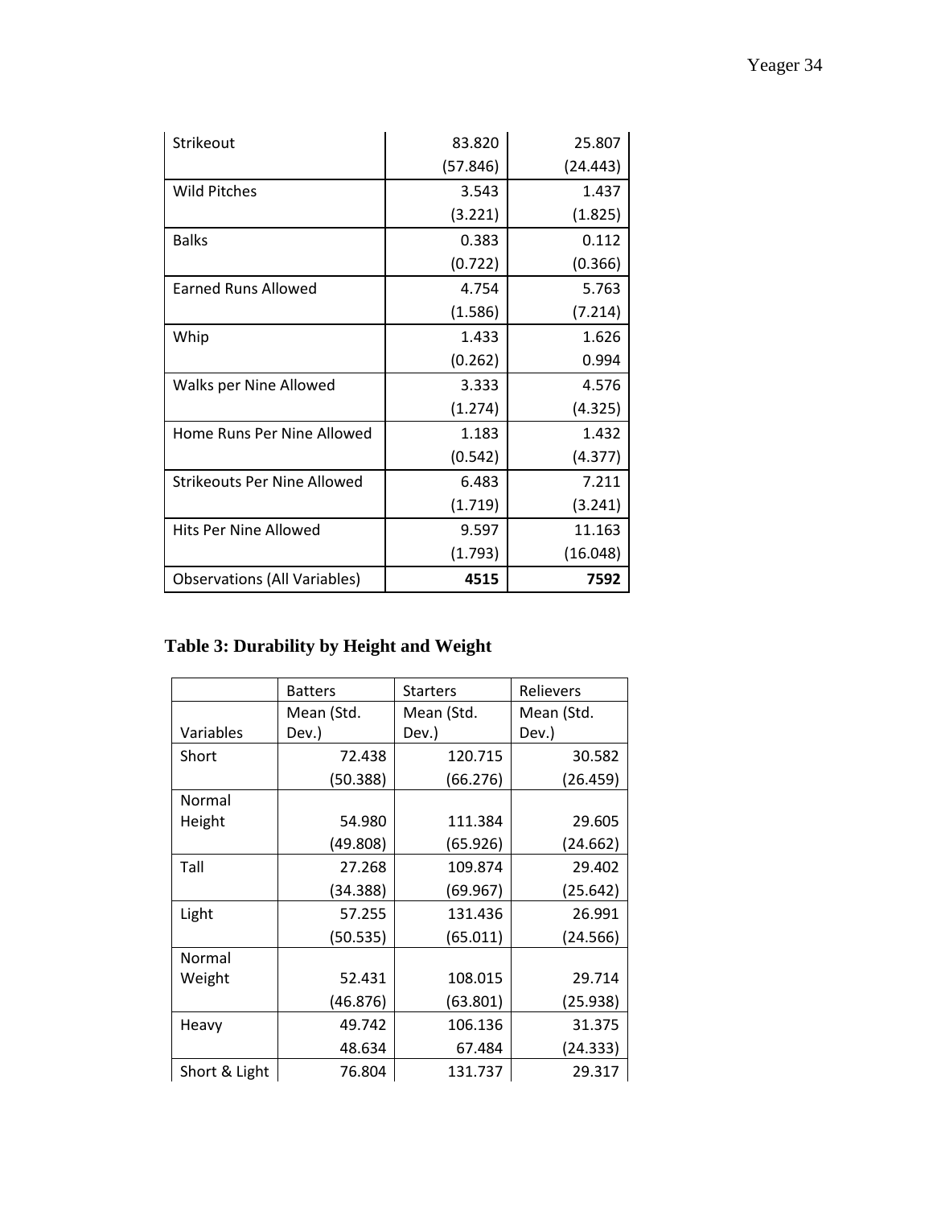| | | |
|---|---|---|
| Strikeout | 83.820 | 25.807 |
| | (57.846) | (24.443) |
| Wild Pitches | 3.543 | 1.437 |
| | (3.221) | (1.825) |
| Balks | 0.383 | 0.112 |
| | (0.722) | (0.366) |
| Earned Runs Allowed | 4.754 | 5.763 |
| | (1.586) | (7.214) |
| Whip | 1.433 | 1.626 |
| | (0.262) | 0.994 |
| Walks per Nine Allowed | 3.333 | 4.576 |
| | (1.274) | (4.325) |
| Home Runs Per Nine Allowed | 1.183 | 1.432 |
| | (0.542) | (4.377) |
| Strikeouts Per Nine Allowed | 6.483 | 7.211 |
| | (1.719) | (3.241) |
| Hits Per Nine Allowed | 9.597 | 11.163 |
| | (1.793) | (16.048) |
| Observations (All Variables) | **4515** | **7592** |

**Table 3: Durability by Height and Weight**

| | Batters | Starters | Relievers |
|---|---|---|---|
| Variables | Mean (Std. Dev.) | Mean (Std. Dev.) | Mean (Std. Dev.) |
| Short | 72.438 | 120.715 | 30.582 |
| | (50.388) | (66.276) | (26.459) |
| Normal Height | 54.980 | 111.384 | 29.605 |
| | (49.808) | (65.926) | (24.662) |
| Tall | 27.268 | 109.874 | 29.402 |
| | (34.388) | (69.967) | (25.642) |
| Light | 57.255 | 131.436 | 26.991 |
| | (50.535) | (65.011) | (24.566) |
| Normal Weight | 52.431 | 108.015 | 29.714 |
| | (46.876) | (63.801) | (25.938) |
| Heavy | 49.742 | 106.136 | 31.375 |
| | 48.634 | 67.484 | (24.333) |
| Short & Light | 76.804 | 131.737 | 29.317 |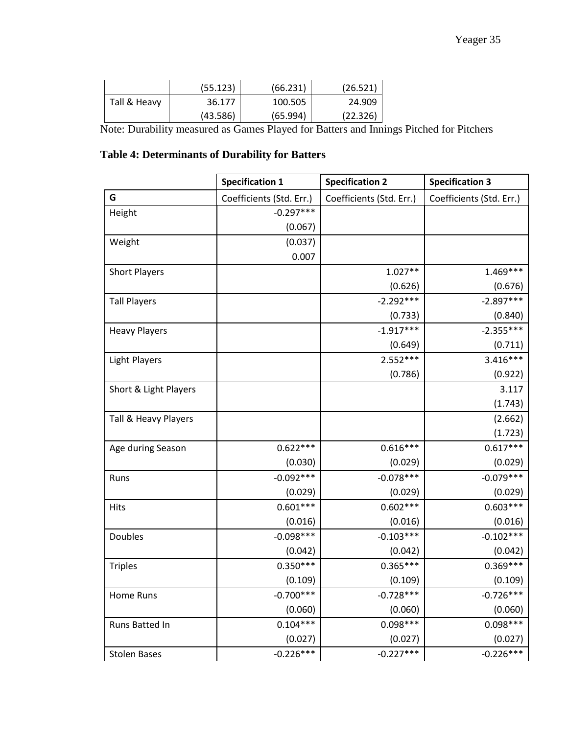|  | (55.123) | (66.231) | (26.521) |
|---|---|---|---|
| Tall & Heavy | 36.177 | 100.505 | 24.909 |
|  | (43.586) | (65.994) | (22.326) |

Note: Durability measured as Games Played for Batters and Innings Pitched for Pitchers

**Table 4: Determinants of Durability for Batters**

|  | Specification 1 | Specification 2 | Specification 3 |
|---|---|---|---|
| G | Coefficients (Std. Err.) | Coefficients (Std. Err.) | Coefficients (Std. Err.) |
| Height | -0.297*** |  |  |
|  | (0.067) |  |  |
| Weight | (0.037) |  |  |
|  | 0.007 |  |  |
| Short Players |  | 1.027** | 1.469*** |
|  |  | (0.626) | (0.676) |
| Tall Players |  | -2.292*** | -2.897*** |
|  |  | (0.733) | (0.840) |
| Heavy Players |  | -1.917*** | -2.355*** |
|  |  | (0.649) | (0.711) |
| Light Players |  | 2.552*** | 3.416*** |
|  |  | (0.786) | (0.922) |
| Short & Light Players |  |  | 3.117 |
|  |  |  | (1.743) |
| Tall & Heavy Players |  |  | (2.662) |
|  |  |  | (1.723) |
| Age during Season | 0.622*** | 0.616*** | 0.617*** |
|  | (0.030) | (0.029) | (0.029) |
| Runs | -0.092*** | -0.078*** | -0.079*** |
|  | (0.029) | (0.029) | (0.029) |
| Hits | 0.601*** | 0.602*** | 0.603*** |
|  | (0.016) | (0.016) | (0.016) |
| Doubles | -0.098*** | -0.103*** | -0.102*** |
|  | (0.042) | (0.042) | (0.042) |
| Triples | 0.350*** | 0.365*** | 0.369*** |
|  | (0.109) | (0.109) | (0.109) |
| Home Runs | -0.700*** | -0.728*** | -0.726*** |
|  | (0.060) | (0.060) | (0.060) |
| Runs Batted In | 0.104*** | 0.098*** | 0.098*** |
|  | (0.027) | (0.027) | (0.027) |
| Stolen Bases | -0.226*** | -0.227*** | -0.226*** |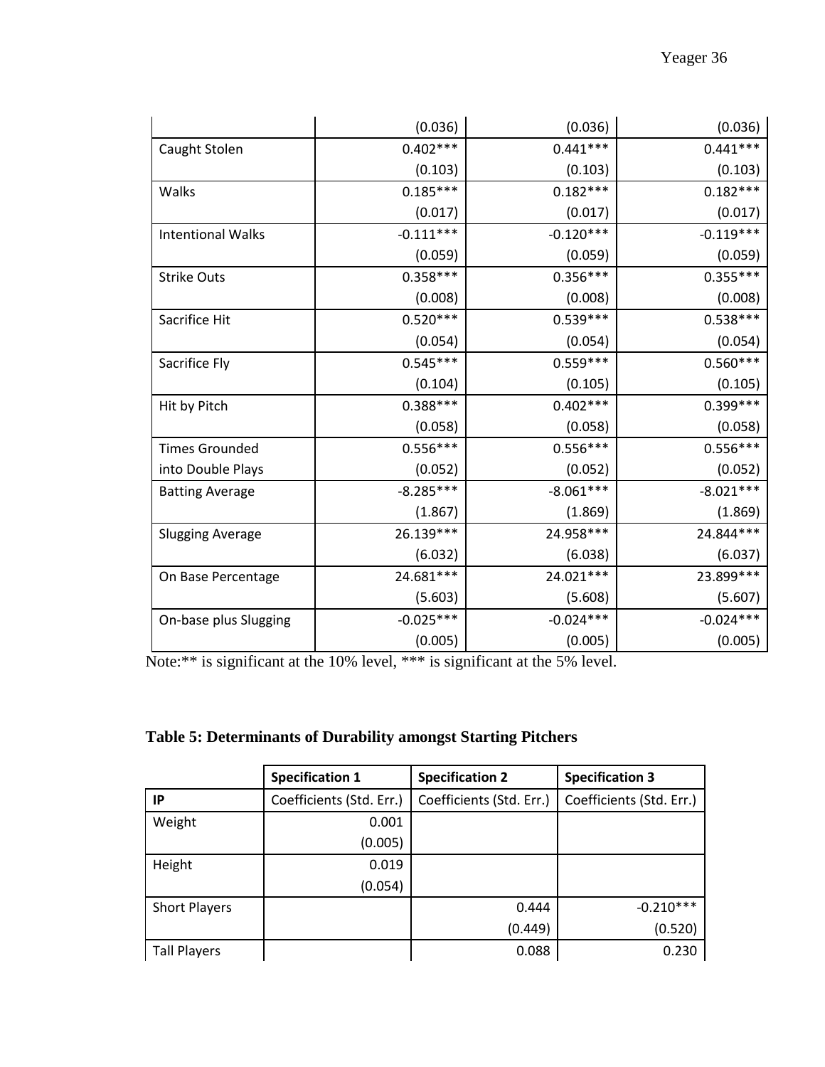| | | | |
|---|---|---|---|
| | (0.036) | (0.036) | (0.036) |
| Caught Stolen | 0.402*** | 0.441*** | 0.441*** |
| | (0.103) | (0.103) | (0.103) |
| Walks | 0.185*** | 0.182*** | 0.182*** |
| | (0.017) | (0.017) | (0.017) |
| Intentional Walks | -0.111*** | -0.120*** | -0.119*** |
| | (0.059) | (0.059) | (0.059) |
| Strike Outs | 0.358*** | 0.356*** | 0.355*** |
| | (0.008) | (0.008) | (0.008) |
| Sacrifice Hit | 0.520*** | 0.539*** | 0.538*** |
| | (0.054) | (0.054) | (0.054) |
| Sacrifice Fly | 0.545*** | 0.559*** | 0.560*** |
| | (0.104) | (0.105) | (0.105) |
| Hit by Pitch | 0.388*** | 0.402*** | 0.399*** |
| | (0.058) | (0.058) | (0.058) |
| Times Grounded into Double Plays | 0.556*** | 0.556*** | 0.556*** |
| | (0.052) | (0.052) | (0.052) |
| Batting Average | -8.285*** | -8.061*** | -8.021*** |
| | (1.867) | (1.869) | (1.869) |
| Slugging Average | 26.139*** | 24.958*** | 24.844*** |
| | (6.032) | (6.038) | (6.037) |
| On Base Percentage | 24.681*** | 24.021*** | 23.899*** |
| | (5.603) | (5.608) | (5.607) |
| On-base plus Slugging | -0.025*** | -0.024*** | -0.024*** |
| | (0.005) | (0.005) | (0.005) |

Note:** is significant at the 10% level, *** is significant at the 5% level.

**Table 5: Determinants of Durability amongst Starting Pitchers**

| | Specification 1 | Specification 2 | Specification 3 |
|---|---|---|---|
| **IP** | Coefficients (Std. Err.) | Coefficients (Std. Err.) | Coefficients (Std. Err.) |
| Weight | 0.001 | | |
| | (0.005) | | |
| Height | 0.019 | | |
| | (0.054) | | |
| Short Players | | 0.444 | -0.210*** |
| | | (0.449) | (0.520) |
| Tall Players | | 0.088 | 0.230 |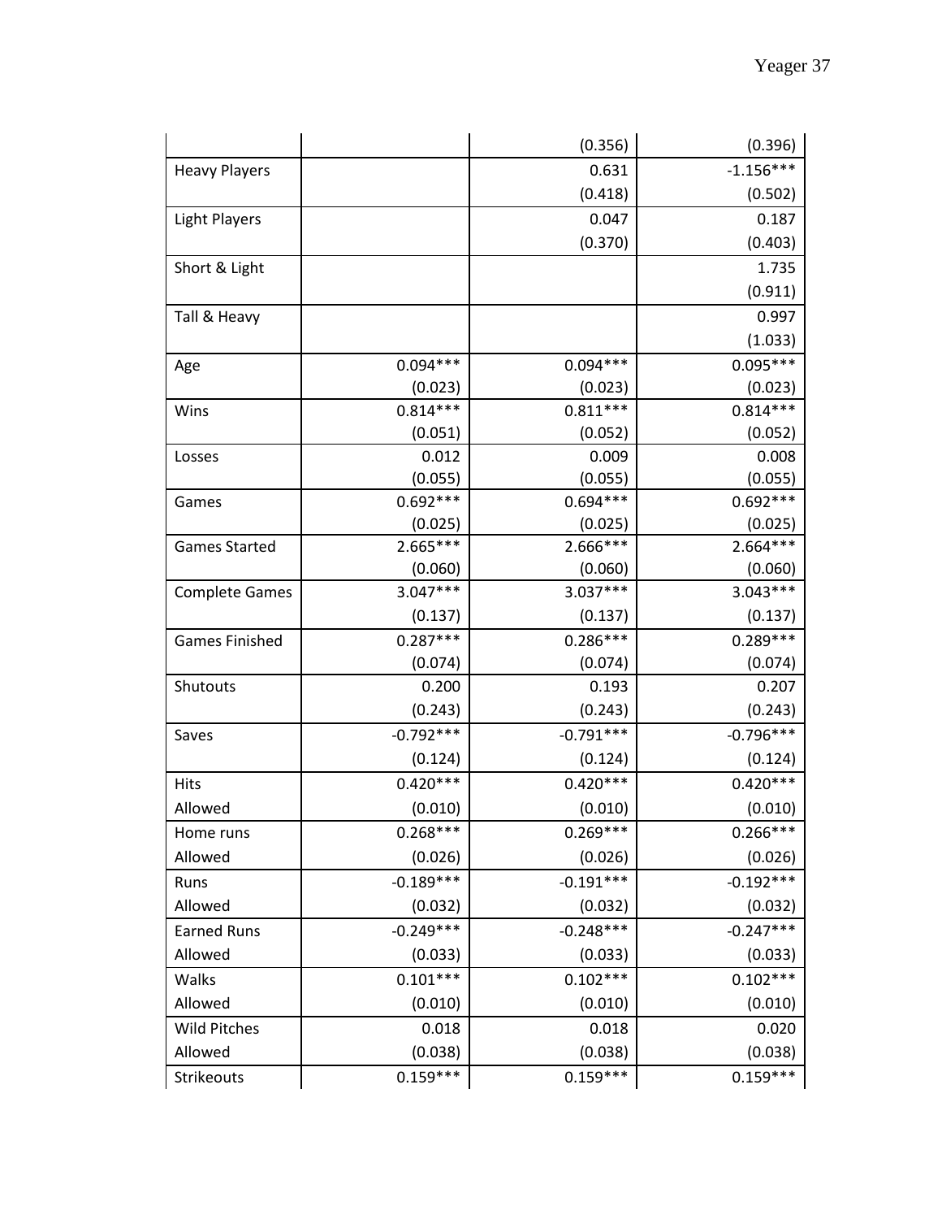| | | | |
|---|---|---|---|
| | | (0.356) | (0.396) |
| Heavy Players | | 0.631 | -1.156*** |
| | | (0.418) | (0.502) |
| Light Players | | 0.047 | 0.187 |
| | | (0.370) | (0.403) |
| Short & Light | | | 1.735 |
| | | | (0.911) |
| Tall & Heavy | | | 0.997 |
| | | | (1.033) |
| Age | 0.094*** | 0.094*** | 0.095*** |
| | (0.023) | (0.023) | (0.023) |
| Wins | 0.814*** | 0.811*** | 0.814*** |
| | (0.051) | (0.052) | (0.052) |
| Losses | 0.012 | 0.009 | 0.008 |
| | (0.055) | (0.055) | (0.055) |
| Games | 0.692*** | 0.694*** | 0.692*** |
| | (0.025) | (0.025) | (0.025) |
| Games Started | 2.665*** | 2.666*** | 2.664*** |
| | (0.060) | (0.060) | (0.060) |
| Complete Games | 3.047*** | 3.037*** | 3.043*** |
| | (0.137) | (0.137) | (0.137) |
| Games Finished | 0.287*** | 0.286*** | 0.289*** |
| | (0.074) | (0.074) | (0.074) |
| Shutouts | 0.200 | 0.193 | 0.207 |
| | (0.243) | (0.243) | (0.243) |
| Saves | -0.792*** | -0.791*** | -0.796*** |
| | (0.124) | (0.124) | (0.124) |
| Hits Allowed | 0.420*** | 0.420*** | 0.420*** |
| | (0.010) | (0.010) | (0.010) |
| Home runs Allowed | 0.268*** | 0.269*** | 0.266*** |
| | (0.026) | (0.026) | (0.026) |
| Runs Allowed | -0.189*** | -0.191*** | -0.192*** |
| | (0.032) | (0.032) | (0.032) |
| Earned Runs Allowed | -0.249*** | -0.248*** | -0.247*** |
| | (0.033) | (0.033) | (0.033) |
| Walks Allowed | 0.101*** | 0.102*** | 0.102*** |
| | (0.010) | (0.010) | (0.010) |
| Wild Pitches Allowed | 0.018 | 0.018 | 0.020 |
| | (0.038) | (0.038) | (0.038) |
| Strikeouts | 0.159*** | 0.159*** | 0.159*** |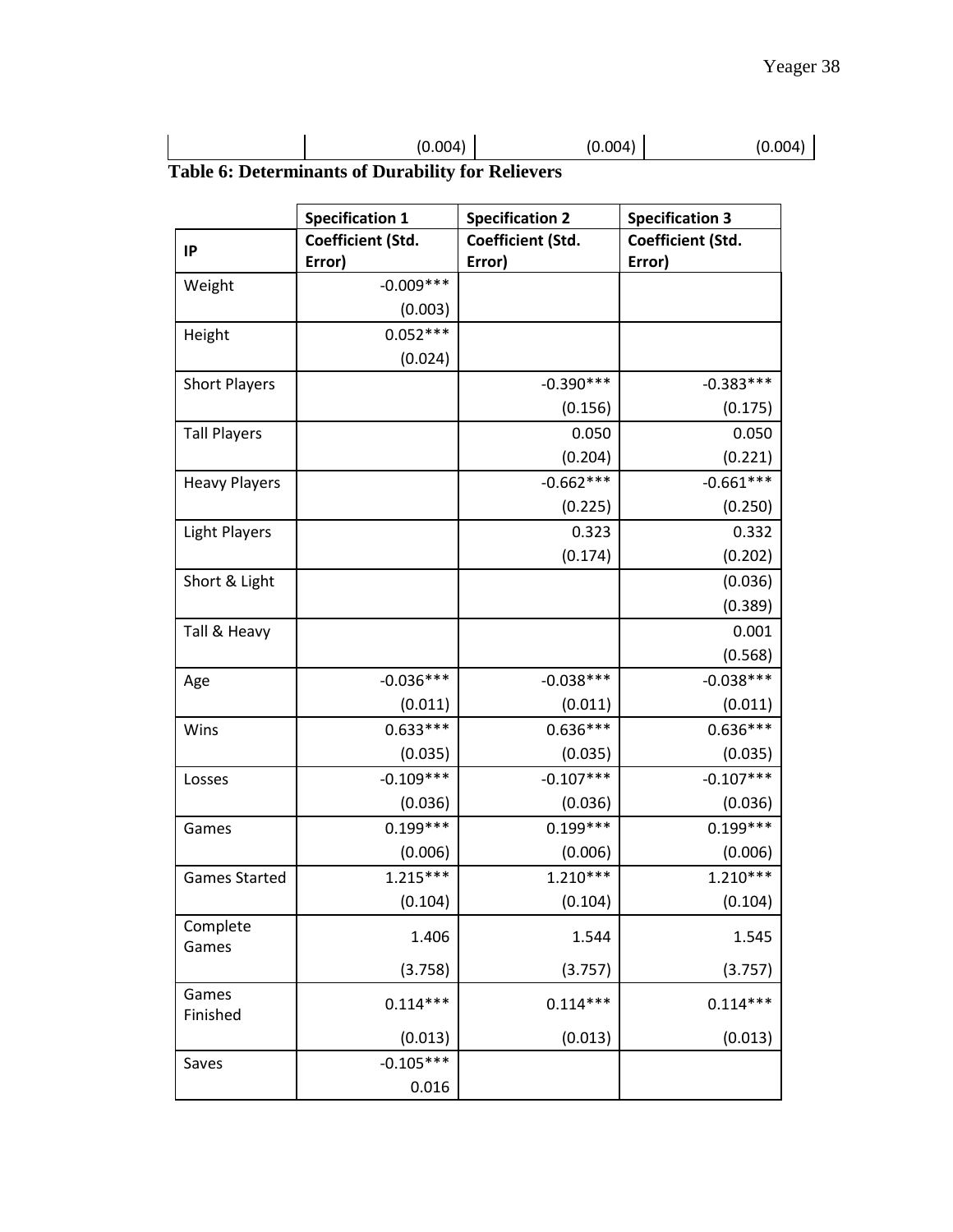| | (0.004) | (0.004) | (0.004) |
|---|---|---|---|

**Table 6: Determinants of Durability for Relievers**

| | Specification 1 | Specification 2 | Specification 3 |
|---|---|---|---|
| **IP** | **Coefficient (Std. Error)** | **Coefficient (Std. Error)** | **Coefficient (Std. Error)** |
| Weight | -0.009*** | | |
| | (0.003) | | |
| Height | 0.052*** | | |
| | (0.024) | | |
| Short Players | | -0.390*** | -0.383*** |
| | | (0.156) | (0.175) |
| Tall Players | | 0.050 | 0.050 |
| | | (0.204) | (0.221) |
| Heavy Players | | -0.662*** | -0.661*** |
| | | (0.225) | (0.250) |
| Light Players | | 0.323 | 0.332 |
| | | (0.174) | (0.202) |
| Short & Light | | | (0.036) |
| | | | (0.389) |
| Tall & Heavy | | | 0.001 |
| | | | (0.568) |
| Age | -0.036*** | -0.038*** | -0.038*** |
| | (0.011) | (0.011) | (0.011) |
| Wins | 0.633*** | 0.636*** | 0.636*** |
| | (0.035) | (0.035) | (0.035) |
| Losses | -0.109*** | -0.107*** | -0.107*** |
| | (0.036) | (0.036) | (0.036) |
| Games | 0.199*** | 0.199*** | 0.199*** |
| | (0.006) | (0.006) | (0.006) |
| Games Started | 1.215*** | 1.210*** | 1.210*** |
| | (0.104) | (0.104) | (0.104) |
| Complete Games | 1.406 | 1.544 | 1.545 |
| | (3.758) | (3.757) | (3.757) |
| Games Finished | 0.114*** | 0.114*** | 0.114*** |
| | (0.013) | (0.013) | (0.013) |
| Saves | -0.105*** | | |
| | 0.016 | | |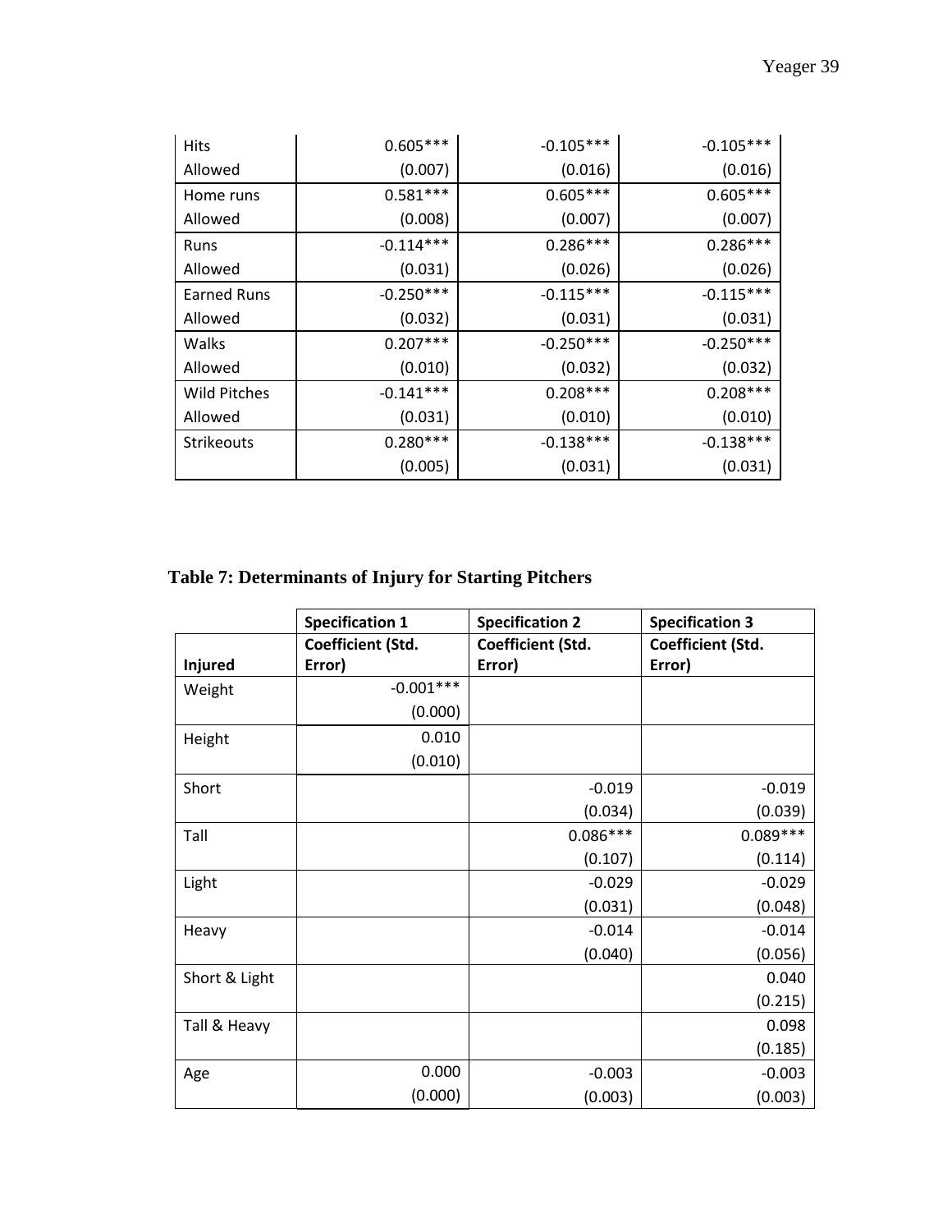| Hits Allowed | 0.605*** (0.007) | -0.105*** (0.016) | -0.105*** (0.016) |
|---|---|---|---|
| Home runs Allowed | 0.581*** (0.008) | 0.605*** (0.007) | 0.605*** (0.007) |
| Runs Allowed | -0.114*** (0.031) | 0.286*** (0.026) | 0.286*** (0.026) |
| Earned Runs Allowed | -0.250*** (0.032) | -0.115*** (0.031) | -0.115*** (0.031) |
| Walks Allowed | 0.207*** (0.010) | -0.250*** (0.032) | -0.250*** (0.032) |
| Wild Pitches Allowed | -0.141*** (0.031) | 0.208*** (0.010) | 0.208*** (0.010) |
| Strikeouts | 0.280*** (0.005) | -0.138*** (0.031) | -0.138*** (0.031) |

**Table 7: Determinants of Injury for Starting Pitchers**

| | Specification 1 | Specification 2 | Specification 3 |
|---|---|---|---|
| **Injured** | **Coefficient (Std. Error)** | **Coefficient (Std. Error)** | **Coefficient (Std. Error)** |
| Weight | -0.001*** (0.000) | | |
| Height | 0.010 (0.010) | | |
| Short | | -0.019 (0.034) | -0.019 (0.039) |
| Tall | | 0.086*** (0.107) | 0.089*** (0.114) |
| Light | | -0.029 (0.031) | -0.029 (0.048) |
| Heavy | | -0.014 (0.040) | -0.014 (0.056) |
| Short & Light | | | 0.040 (0.215) |
| Tall & Heavy | | | 0.098 (0.185) |
| Age | 0.000 (0.000) | -0.003 (0.003) | -0.003 (0.003) |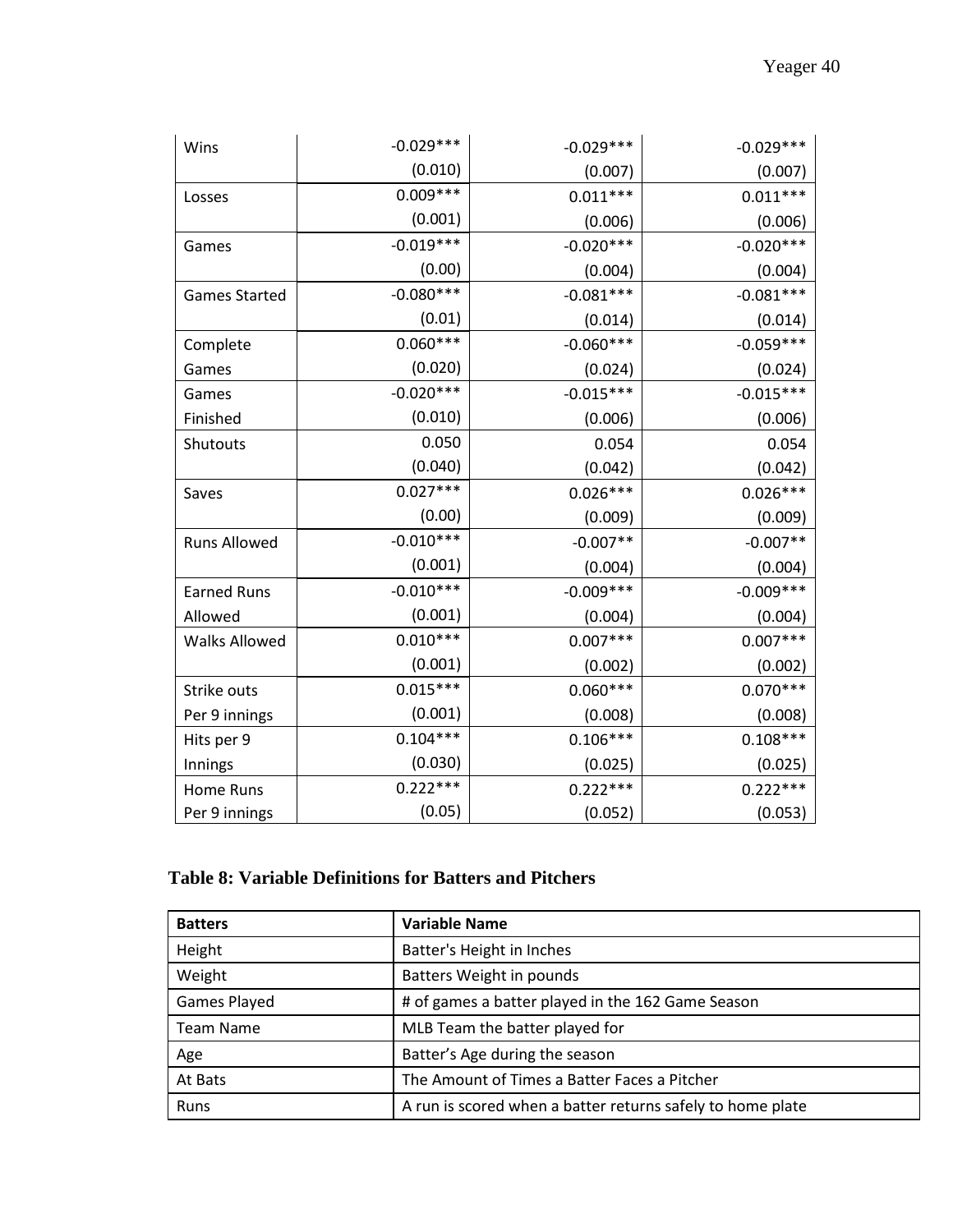| | | | |
|---|---|---|---|
| Wins | -0.029*** | -0.029*** | -0.029*** |
| | (0.010) | (0.007) | (0.007) |
| Losses | 0.009*** | 0.011*** | 0.011*** |
| | (0.001) | (0.006) | (0.006) |
| Games | -0.019*** | -0.020*** | -0.020*** |
| | (0.00) | (0.004) | (0.004) |
| Games Started | -0.080*** | -0.081*** | -0.081*** |
| | (0.01) | (0.014) | (0.014) |
| Complete Games | 0.060*** | -0.060*** | -0.059*** |
| | (0.020) | (0.024) | (0.024) |
| Games Finished | -0.020*** | -0.015*** | -0.015*** |
| | (0.010) | (0.006) | (0.006) |
| Shutouts | 0.050 | 0.054 | 0.054 |
| | (0.040) | (0.042) | (0.042) |
| Saves | 0.027*** | 0.026*** | 0.026*** |
| | (0.00) | (0.009) | (0.009) |
| Runs Allowed | -0.010*** | -0.007** | -0.007** |
| | (0.001) | (0.004) | (0.004) |
| Earned Runs Allowed | -0.010*** | -0.009*** | -0.009*** |
| | (0.001) | (0.004) | (0.004) |
| Walks Allowed | 0.010*** | 0.007*** | 0.007*** |
| | (0.001) | (0.002) | (0.002) |
| Strike outs Per 9 innings | 0.015*** | 0.060*** | 0.070*** |
| | (0.001) | (0.008) | (0.008) |
| Hits per 9 Innings | 0.104*** | 0.106*** | 0.108*** |
| | (0.030) | (0.025) | (0.025) |
| Home Runs Per 9 innings | 0.222*** | 0.222*** | 0.222*** |
| | (0.05) | (0.052) | (0.053) |

**Table 8: Variable Definitions for Batters and Pitchers**

| Batters | Variable Name |
|---|---|
| Height | Batter's Height in Inches |
| Weight | Batters Weight in pounds |
| Games Played | # of games a batter played in the 162 Game Season |
| Team Name | MLB Team the batter played for |
| Age | Batter's Age during the season |
| At Bats | The Amount of Times a Batter Faces a Pitcher |
| Runs | A run is scored when a batter returns safely to home plate |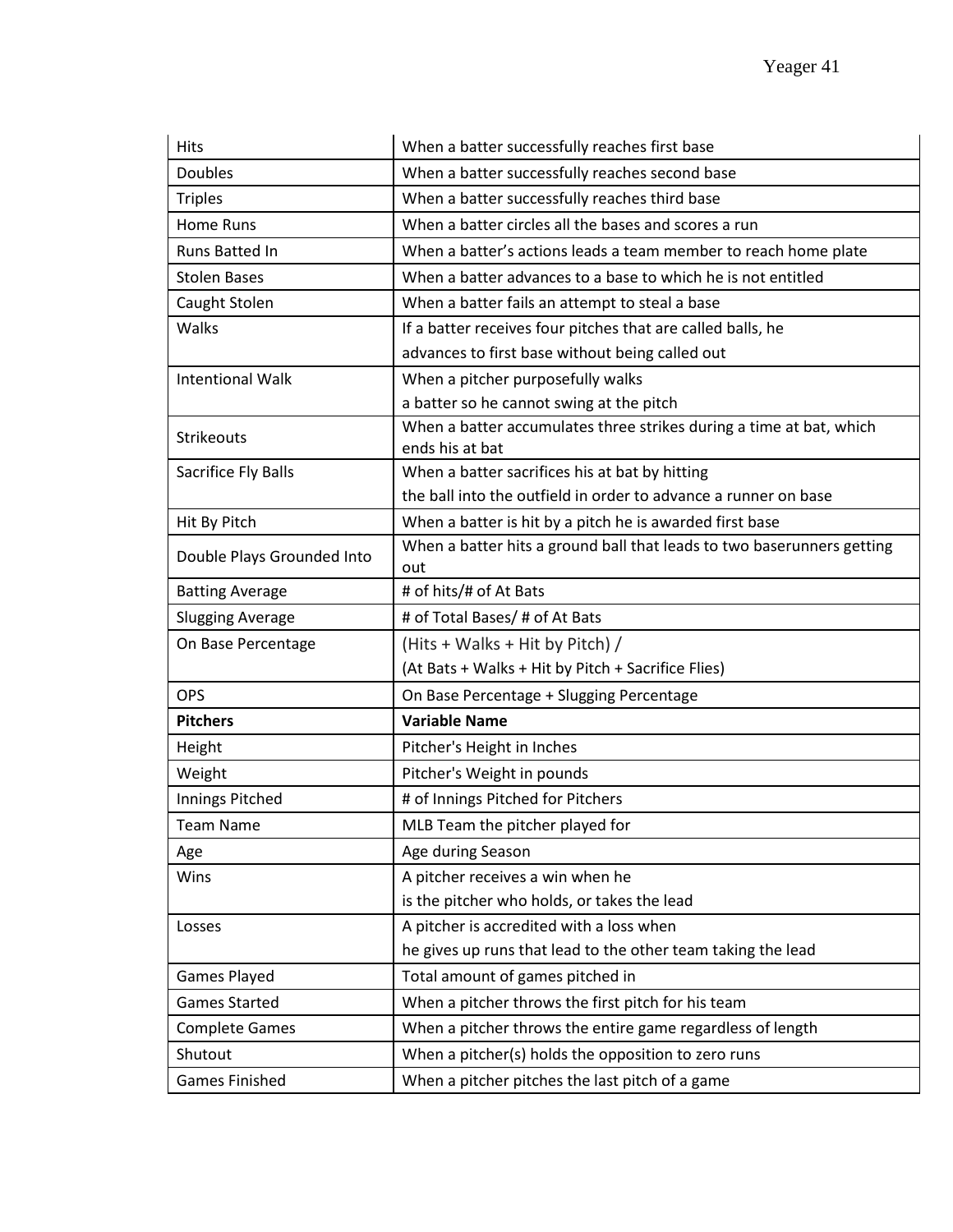| Hits | When a batter successfully reaches first base |
|---|---|
| Doubles | When a batter successfully reaches second base |
| Triples | When a batter successfully reaches third base |
| Home Runs | When a batter circles all the bases and scores a run |
| Runs Batted In | When a batter's actions leads a team member to reach home plate |
| Stolen Bases | When a batter advances to a base to which he is not entitled |
| Caught Stolen | When a batter fails an attempt to steal a base |
| Walks | If a batter receives four pitches that are called balls, he advances to first base without being called out |
| Intentional Walk | When a pitcher purposefully walks a batter so he cannot swing at the pitch |
| Strikeouts | When a batter accumulates three strikes during a time at bat, which ends his at bat |
| Sacrifice Fly Balls | When a batter sacrifices his at bat by hitting the ball into the outfield in order to advance a runner on base |
| Hit By Pitch | When a batter is hit by a pitch he is awarded first base |
| Double Plays Grounded Into | When a batter hits a ground ball that leads to two baserunners getting out |
| Batting Average | # of hits/# of At Bats |
| Slugging Average | # of Total Bases/ # of At Bats |
| On Base Percentage | (Hits + Walks + Hit by Pitch) / (At Bats + Walks + Hit by Pitch + Sacrifice Flies) |
| OPS | On Base Percentage + Slugging Percentage |
| **Pitchers** | **Variable Name** |
| Height | Pitcher's Height in Inches |
| Weight | Pitcher's Weight in pounds |
| Innings Pitched | # of Innings Pitched for Pitchers |
| Team Name | MLB Team the pitcher played for |
| Age | Age during Season |
| Wins | A pitcher receives a win when he is the pitcher who holds, or takes the lead |
| Losses | A pitcher is accredited with a loss when he gives up runs that lead to the other team taking the lead |
| Games Played | Total amount of games pitched in |
| Games Started | When a pitcher throws the first pitch for his team |
| Complete Games | When a pitcher throws the entire game regardless of length |
| Shutout | When a pitcher(s) holds the opposition to zero runs |
| Games Finished | When a pitcher pitches the last pitch of a game |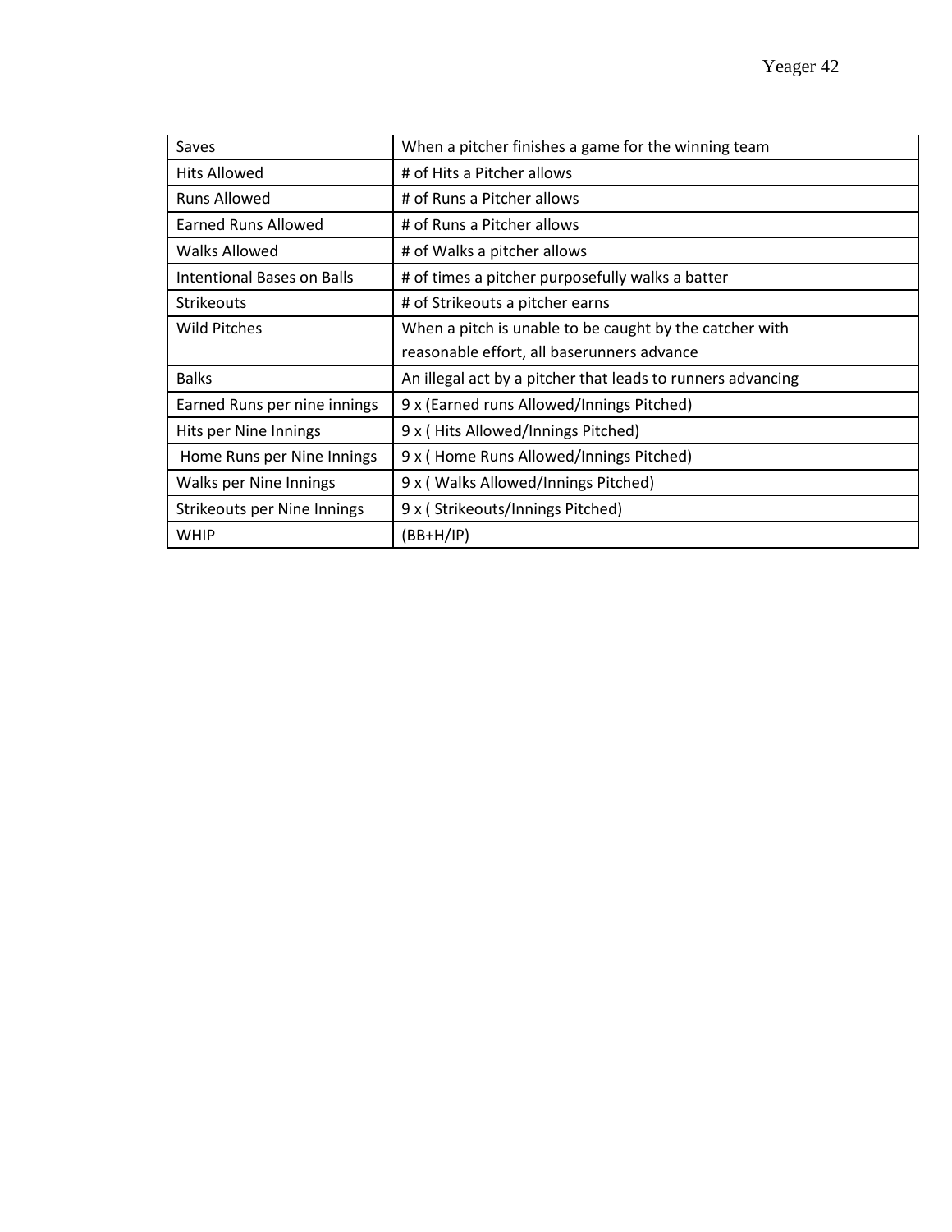| | |
|---|---|
| Saves | When a pitcher finishes a game for the winning team |
| Hits Allowed | # of Hits a Pitcher allows |
| Runs Allowed | # of Runs a Pitcher allows |
| Earned Runs Allowed | # of Runs a Pitcher allows |
| Walks Allowed | # of Walks a pitcher allows |
| Intentional Bases on Balls | # of times a pitcher purposefully walks a batter |
| Strikeouts | # of Strikeouts a pitcher earns |
| Wild Pitches | When a pitch is unable to be caught by the catcher with reasonable effort, all baserunners advance |
| Balks | An illegal act by a pitcher that leads to runners advancing |
| Earned Runs per nine innings | 9 x (Earned runs Allowed/Innings Pitched) |
| Hits per Nine Innings | 9 x ( Hits Allowed/Innings Pitched) |
| Home Runs per Nine Innings | 9 x ( Home Runs Allowed/Innings Pitched) |
| Walks per Nine Innings | 9 x ( Walks Allowed/Innings Pitched) |
| Strikeouts per Nine Innings | 9 x ( Strikeouts/Innings Pitched) |
| WHIP | (BB+H/IP) |